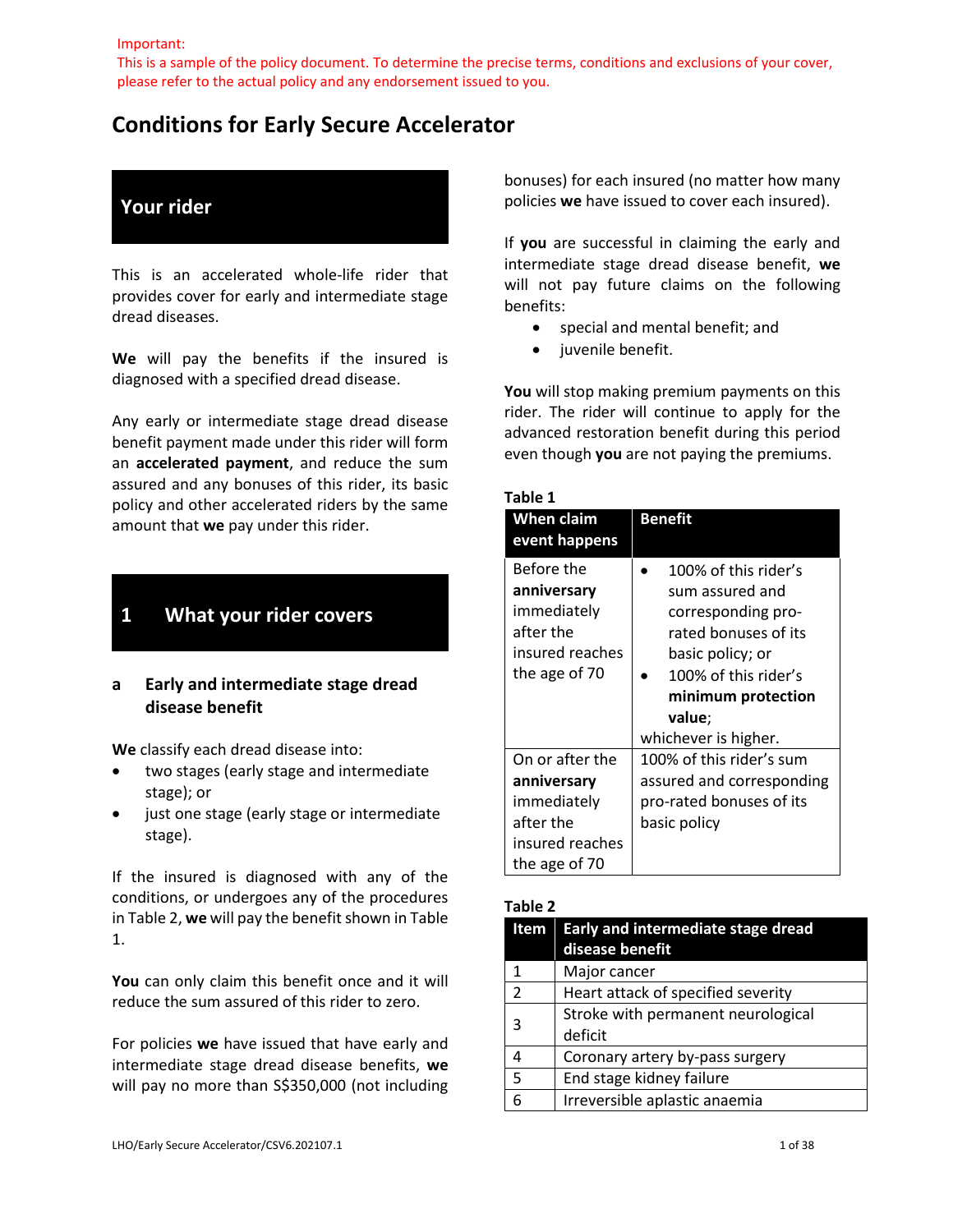Important:
This is a sample of the policy document. To determine the precise terms, conditions and exclusions of your cover, please refer to the actual policy and any endorsement issued to you.

# Conditions for Early Secure Accelerator

## Your rider

This is an accelerated whole-life rider that provides cover for early and intermediate stage dread diseases.

**We** will pay the benefits if the insured is diagnosed with a specified dread disease.

Any early or intermediate stage dread disease benefit payment made under this rider will form an **accelerated payment**, and reduce the sum assured and any bonuses of this rider, its basic policy and other accelerated riders by the same amount that **we** pay under this rider.

## 1 What your rider covers

### a Early and intermediate stage dread disease benefit

**We** classify each dread disease into:

- two stages (early stage and intermediate stage); or
- just one stage (early stage or intermediate stage).

If the insured is diagnosed with any of the conditions, or undergoes any of the procedures in Table 2, **we** will pay the benefit shown in Table 1.

**You** can only claim this benefit once and it will reduce the sum assured of this rider to zero.

For policies **we** have issued that have early and intermediate stage dread disease benefits, **we** will pay no more than S$350,000 (not including bonuses) for each insured (no matter how many policies **we** have issued to cover each insured).

If **you** are successful in claiming the early and intermediate stage dread disease benefit, **we** will not pay future claims on the following benefits:

- special and mental benefit; and
- juvenile benefit.

**You** will stop making premium payments on this rider. The rider will continue to apply for the advanced restoration benefit during this period even though **you** are not paying the premiums.

**Table 1**

| When claim event happens | Benefit |
| --- | --- |
| Before the **anniversary** immediately after the insured reaches the age of 70 | • 100% of this rider's sum assured and corresponding pro-rated bonuses of its basic policy; or<br>• 100% of this rider's **minimum protection value**;<br>whichever is higher. |
| On or after the **anniversary** immediately after the insured reaches the age of 70 | 100% of this rider's sum assured and corresponding pro-rated bonuses of its basic policy |

**Table 2**

| Item | Early and intermediate stage dread disease benefit |
| --- | --- |
| 1 | Major cancer |
| 2 | Heart attack of specified severity |
| 3 | Stroke with permanent neurological deficit |
| 4 | Coronary artery by-pass surgery |
| 5 | End stage kidney failure |
| 6 | Irreversible aplastic anaemia |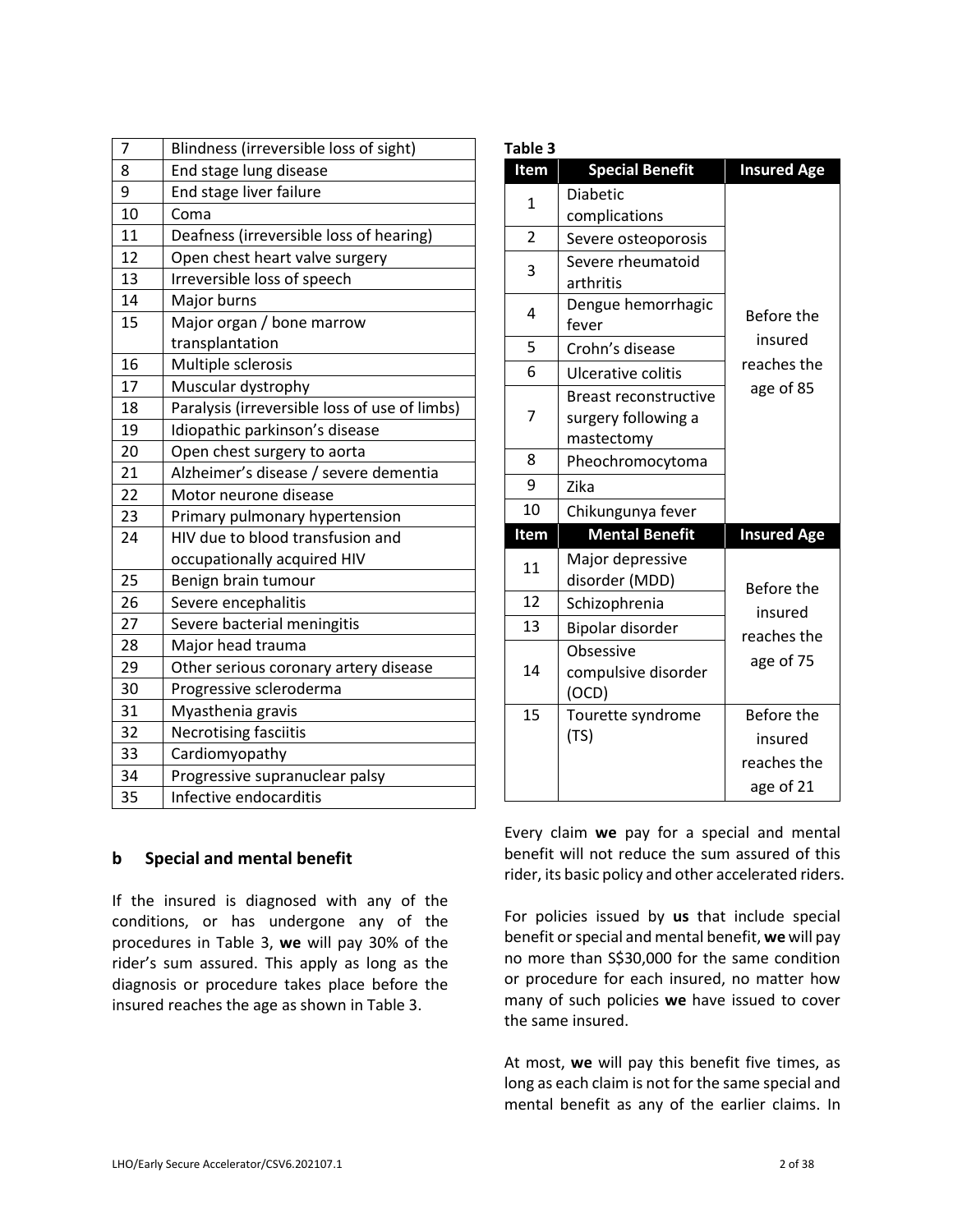| 7 | Blindness (irreversible loss of sight) |
|---|---|
| 8 | End stage lung disease |
| 9 | End stage liver failure |
| 10 | Coma |
| 11 | Deafness (irreversible loss of hearing) |
| 12 | Open chest heart valve surgery |
| 13 | Irreversible loss of speech |
| 14 | Major burns |
| 15 | Major organ / bone marrow transplantation |
| 16 | Multiple sclerosis |
| 17 | Muscular dystrophy |
| 18 | Paralysis (irreversible loss of use of limbs) |
| 19 | Idiopathic parkinson's disease |
| 20 | Open chest surgery to aorta |
| 21 | Alzheimer's disease / severe dementia |
| 22 | Motor neurone disease |
| 23 | Primary pulmonary hypertension |
| 24 | HIV due to blood transfusion and occupationally acquired HIV |
| 25 | Benign brain tumour |
| 26 | Severe encephalitis |
| 27 | Severe bacterial meningitis |
| 28 | Major head trauma |
| 29 | Other serious coronary artery disease |
| 30 | Progressive scleroderma |
| 31 | Myasthenia gravis |
| 32 | Necrotising fasciitis |
| 33 | Cardiomyopathy |
| 34 | Progressive supranuclear palsy |
| 35 | Infective endocarditis |

## b Special and mental benefit

If the insured is diagnosed with any of the conditions, or has undergone any of the procedures in Table 3, **we** will pay 30% of the rider's sum assured. This apply as long as the diagnosis or procedure takes place before the insured reaches the age as shown in Table 3.

**Table 3**

| Item | Special Benefit | Insured Age |
|---|---|---|
| 1 | Diabetic complications | Before the insured reaches the age of 85 |
| 2 | Severe osteoporosis | |
| 3 | Severe rheumatoid arthritis | |
| 4 | Dengue hemorrhagic fever | |
| 5 | Crohn's disease | |
| 6 | Ulcerative colitis | |
| 7 | Breast reconstructive surgery following a mastectomy | |
| 8 | Pheochromocytoma | |
| 9 | Zika | |
| 10 | Chikungunya fever | |
| **Item** | **Mental Benefit** | **Insured Age** |
| 11 | Major depressive disorder (MDD) | Before the insured reaches the age of 75 |
| 12 | Schizophrenia | |
| 13 | Bipolar disorder | |
| 14 | Obsessive compulsive disorder (OCD) | |
| 15 | Tourette syndrome (TS) | Before the insured reaches the age of 21 |

Every claim **we** pay for a special and mental benefit will not reduce the sum assured of this rider, its basic policy and other accelerated riders.

For policies issued by **us** that include special benefit or special and mental benefit, **we** will pay no more than S$30,000 for the same condition or procedure for each insured, no matter how many of such policies **we** have issued to cover the same insured.

At most, **we** will pay this benefit five times, as long as each claim is not for the same special and mental benefit as any of the earlier claims. In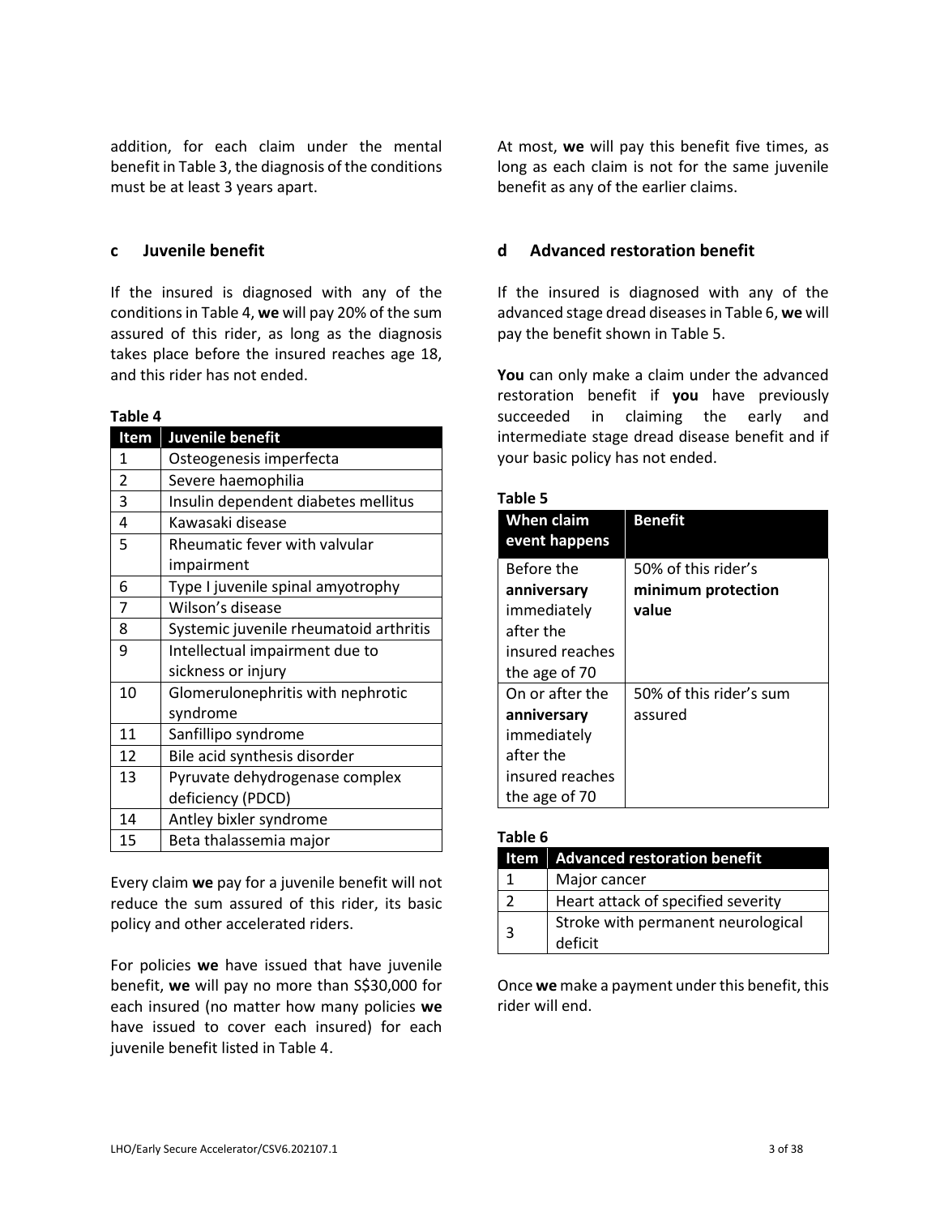addition, for each claim under the mental benefit in Table 3, the diagnosis of the conditions must be at least 3 years apart.

### c Juvenile benefit

If the insured is diagnosed with any of the conditions in Table 4, **we** will pay 20% of the sum assured of this rider, as long as the diagnosis takes place before the insured reaches age 18, and this rider has not ended.

**Table 4**

| Item | Juvenile benefit |
| --- | --- |
| 1 | Osteogenesis imperfecta |
| 2 | Severe haemophilia |
| 3 | Insulin dependent diabetes mellitus |
| 4 | Kawasaki disease |
| 5 | Rheumatic fever with valvular impairment |
| 6 | Type I juvenile spinal amyotrophy |
| 7 | Wilson's disease |
| 8 | Systemic juvenile rheumatoid arthritis |
| 9 | Intellectual impairment due to sickness or injury |
| 10 | Glomerulonephritis with nephrotic syndrome |
| 11 | Sanfillipo syndrome |
| 12 | Bile acid synthesis disorder |
| 13 | Pyruvate dehydrogenase complex deficiency (PDCD) |
| 14 | Antley bixler syndrome |
| 15 | Beta thalassemia major |

Every claim **we** pay for a juvenile benefit will not reduce the sum assured of this rider, its basic policy and other accelerated riders.

For policies **we** have issued that have juvenile benefit, **we** will pay no more than S$30,000 for each insured (no matter how many policies **we** have issued to cover each insured) for each juvenile benefit listed in Table 4.

At most, **we** will pay this benefit five times, as long as each claim is not for the same juvenile benefit as any of the earlier claims.

### d Advanced restoration benefit

If the insured is diagnosed with any of the advanced stage dread diseases in Table 6, **we** will pay the benefit shown in Table 5.

**You** can only make a claim under the advanced restoration benefit if **you** have previously succeeded in claiming the early and intermediate stage dread disease benefit and if your basic policy has not ended.

**Table 5**

| When claim event happens | Benefit |
| --- | --- |
| Before the **anniversary** immediately after the insured reaches the age of 70 | 50% of this rider's **minimum protection value** |
| On or after the **anniversary** immediately after the insured reaches the age of 70 | 50% of this rider's sum assured |

**Table 6**

| Item | Advanced restoration benefit |
| --- | --- |
| 1 | Major cancer |
| 2 | Heart attack of specified severity |
| 3 | Stroke with permanent neurological deficit |

Once **we** make a payment under this benefit, this rider will end.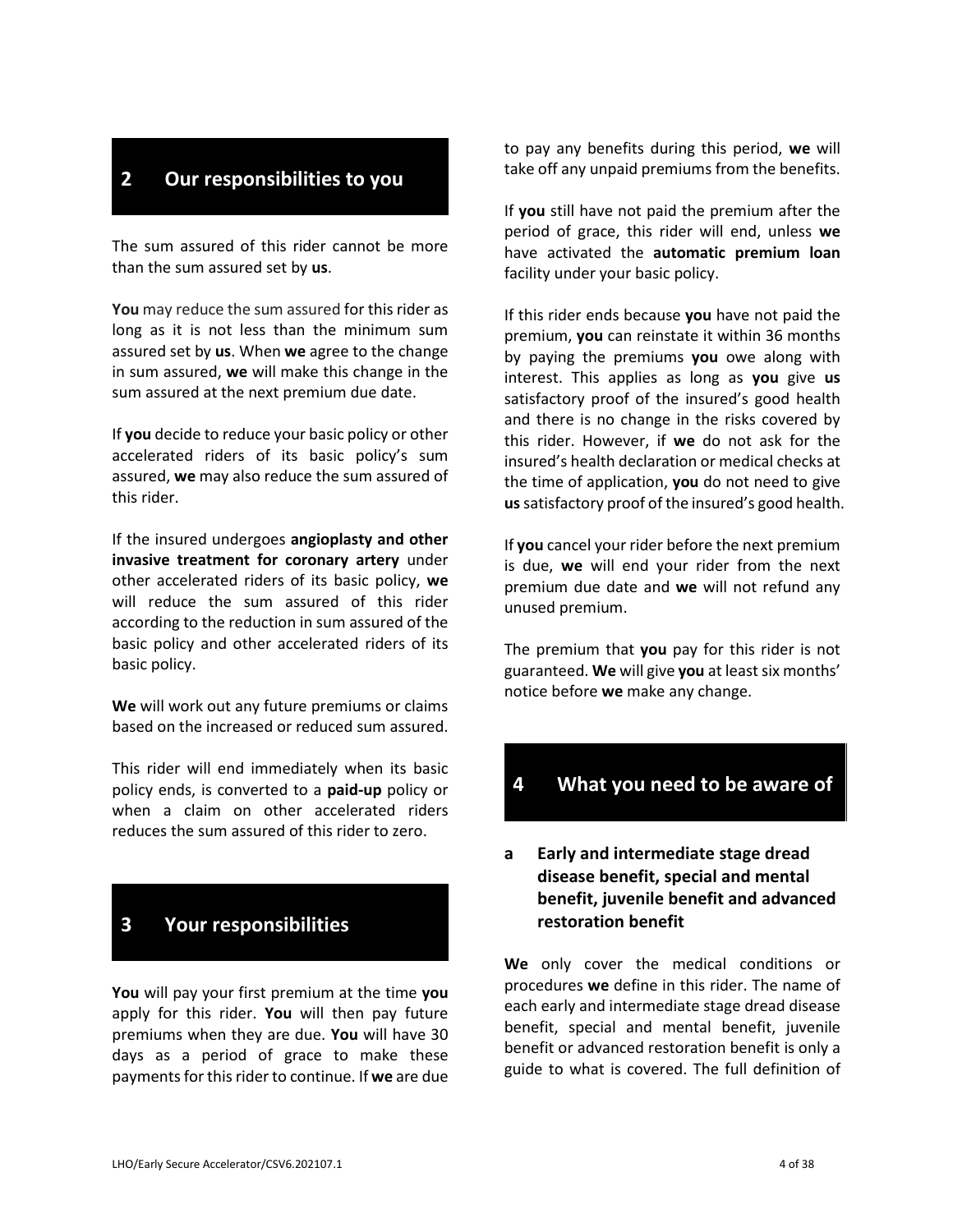## 2 Our responsibilities to you

The sum assured of this rider cannot be more than the sum assured set by **us**.

**You** may reduce the sum assured for this rider as long as it is not less than the minimum sum assured set by **us**. When **we** agree to the change in sum assured, **we** will make this change in the sum assured at the next premium due date.

If **you** decide to reduce your basic policy or other accelerated riders of its basic policy's sum assured, **we** may also reduce the sum assured of this rider.

If the insured undergoes **angioplasty and other invasive treatment for coronary artery** under other accelerated riders of its basic policy, **we** will reduce the sum assured of this rider according to the reduction in sum assured of the basic policy and other accelerated riders of its basic policy.

**We** will work out any future premiums or claims based on the increased or reduced sum assured.

This rider will end immediately when its basic policy ends, is converted to a **paid-up** policy or when a claim on other accelerated riders reduces the sum assured of this rider to zero.

## 3 Your responsibilities

**You** will pay your first premium at the time **you** apply for this rider. **You** will then pay future premiums when they are due. **You** will have 30 days as a period of grace to make these payments for this rider to continue. If **we** are due to pay any benefits during this period, **we** will take off any unpaid premiums from the benefits.

If **you** still have not paid the premium after the period of grace, this rider will end, unless **we** have activated the **automatic premium loan** facility under your basic policy.

If this rider ends because **you** have not paid the premium, **you** can reinstate it within 36 months by paying the premiums **you** owe along with interest. This applies as long as **you** give **us** satisfactory proof of the insured's good health and there is no change in the risks covered by this rider. However, if **we** do not ask for the insured's health declaration or medical checks at the time of application, **you** do not need to give **us** satisfactory proof of the insured's good health.

If **you** cancel your rider before the next premium is due, **we** will end your rider from the next premium due date and **we** will not refund any unused premium.

The premium that **you** pay for this rider is not guaranteed. **We** will give **you** at least six months' notice before **we** make any change.

## 4 What you need to be aware of

### a Early and intermediate stage dread disease benefit, special and mental benefit, juvenile benefit and advanced restoration benefit

**We** only cover the medical conditions or procedures **we** define in this rider. The name of each early and intermediate stage dread disease benefit, special and mental benefit, juvenile benefit or advanced restoration benefit is only a guide to what is covered. The full definition of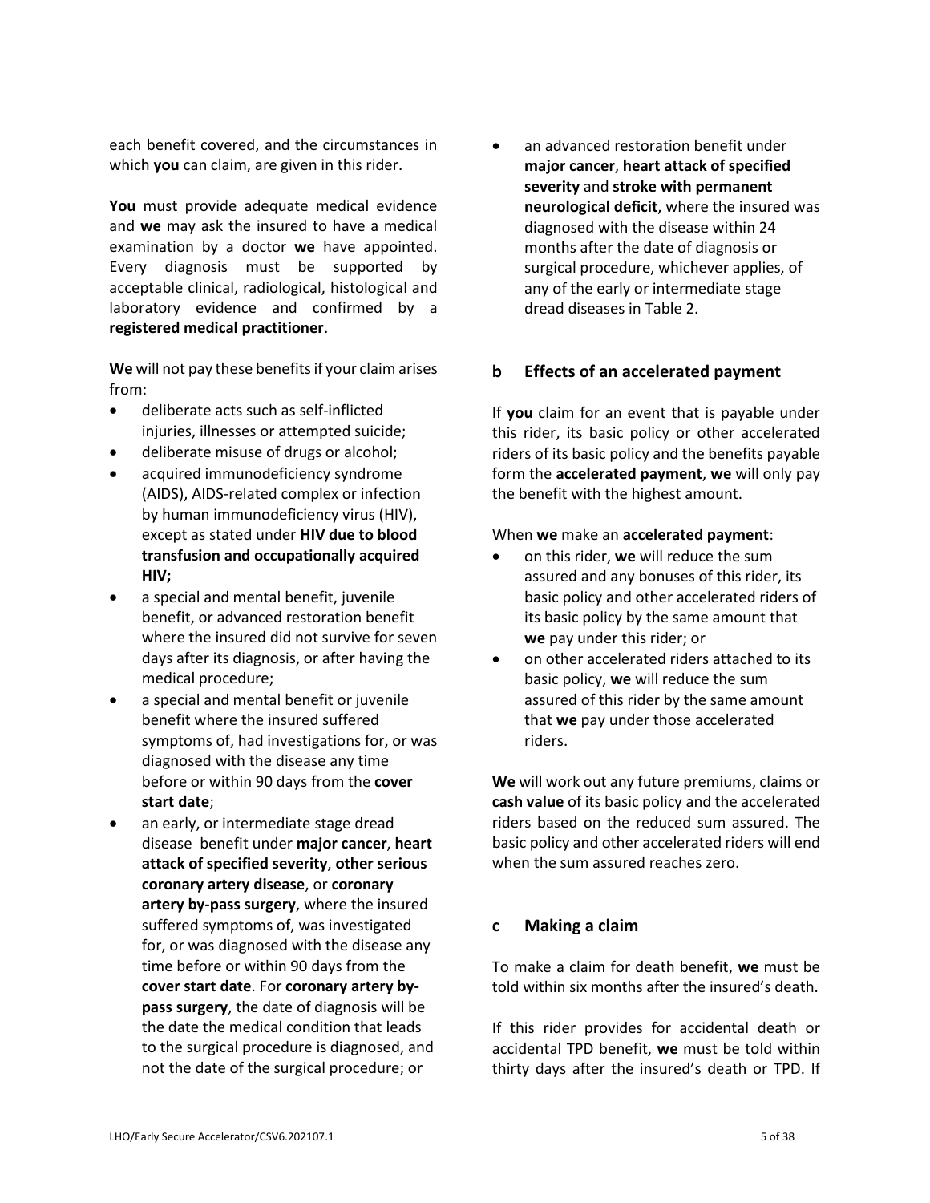each benefit covered, and the circumstances in which **you** can claim, are given in this rider.

**You** must provide adequate medical evidence and **we** may ask the insured to have a medical examination by a doctor **we** have appointed. Every diagnosis must be supported by acceptable clinical, radiological, histological and laboratory evidence and confirmed by a **registered medical practitioner**.

**We** will not pay these benefits if your claim arises from:

- deliberate acts such as self-inflicted injuries, illnesses or attempted suicide;
- deliberate misuse of drugs or alcohol;
- acquired immunodeficiency syndrome (AIDS), AIDS-related complex or infection by human immunodeficiency virus (HIV), except as stated under **HIV due to blood transfusion and occupationally acquired HIV;**
- a special and mental benefit, juvenile benefit, or advanced restoration benefit where the insured did not survive for seven days after its diagnosis, or after having the medical procedure;
- a special and mental benefit or juvenile benefit where the insured suffered symptoms of, had investigations for, or was diagnosed with the disease any time before or within 90 days from the **cover start date**;
- an early, or intermediate stage dread disease benefit under **major cancer**, **heart attack of specified severity**, **other serious coronary artery disease**, or **coronary artery by-pass surgery**, where the insured suffered symptoms of, was investigated for, or was diagnosed with the disease any time before or within 90 days from the **cover start date**. For **coronary artery by-pass surgery**, the date of diagnosis will be the date the medical condition that leads to the surgical procedure is diagnosed, and not the date of the surgical procedure; or
- an advanced restoration benefit under **major cancer**, **heart attack of specified severity** and **stroke with permanent neurological deficit**, where the insured was diagnosed with the disease within 24 months after the date of diagnosis or surgical procedure, whichever applies, of any of the early or intermediate stage dread diseases in Table 2.

## b Effects of an accelerated payment

If **you** claim for an event that is payable under this rider, its basic policy or other accelerated riders of its basic policy and the benefits payable form the **accelerated payment**, **we** will only pay the benefit with the highest amount.

When **we** make an **accelerated payment**:

- on this rider, **we** will reduce the sum assured and any bonuses of this rider, its basic policy and other accelerated riders of its basic policy by the same amount that **we** pay under this rider; or
- on other accelerated riders attached to its basic policy, **we** will reduce the sum assured of this rider by the same amount that **we** pay under those accelerated riders.

**We** will work out any future premiums, claims or **cash value** of its basic policy and the accelerated riders based on the reduced sum assured. The basic policy and other accelerated riders will end when the sum assured reaches zero.

## c Making a claim

To make a claim for death benefit, **we** must be told within six months after the insured's death.

If this rider provides for accidental death or accidental TPD benefit, **we** must be told within thirty days after the insured's death or TPD. If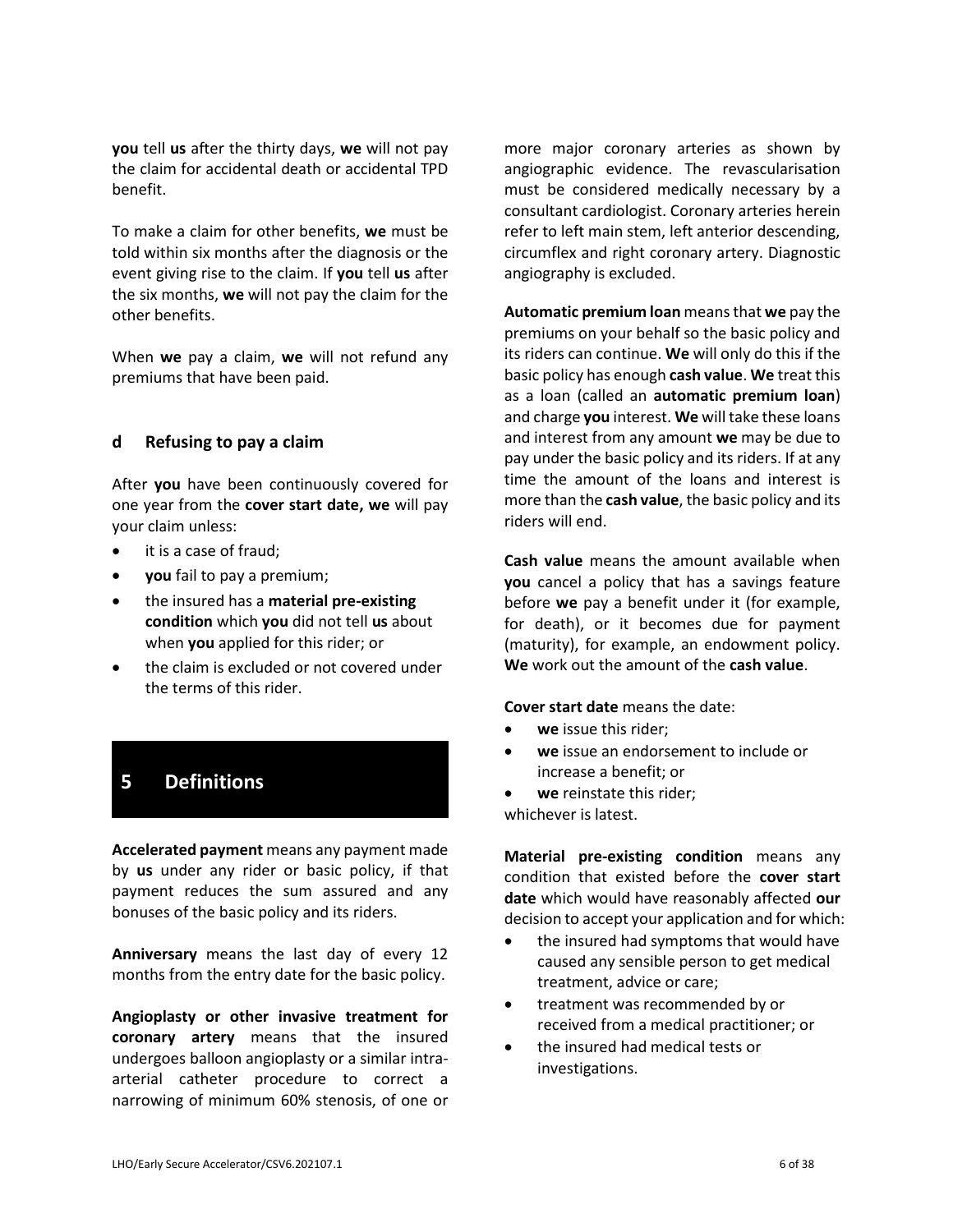**you** tell **us** after the thirty days, **we** will not pay the claim for accidental death or accidental TPD benefit.

To make a claim for other benefits, **we** must be told within six months after the diagnosis or the event giving rise to the claim. If **you** tell **us** after the six months, **we** will not pay the claim for the other benefits.

When **we** pay a claim, **we** will not refund any premiums that have been paid.

### d Refusing to pay a claim

After **you** have been continuously covered for one year from the **cover start date, we** will pay your claim unless:

- it is a case of fraud;
- **you** fail to pay a premium;
- the insured has a **material pre-existing condition** which **you** did not tell **us** about when **you** applied for this rider; or
- the claim is excluded or not covered under the terms of this rider.

## 5 Definitions

**Accelerated payment** means any payment made by **us** under any rider or basic policy, if that payment reduces the sum assured and any bonuses of the basic policy and its riders.

**Anniversary** means the last day of every 12 months from the entry date for the basic policy.

**Angioplasty or other invasive treatment for coronary artery** means that the insured undergoes balloon angioplasty or a similar intra-arterial catheter procedure to correct a narrowing of minimum 60% stenosis, of one or more major coronary arteries as shown by angiographic evidence. The revascularisation must be considered medically necessary by a consultant cardiologist. Coronary arteries herein refer to left main stem, left anterior descending, circumflex and right coronary artery. Diagnostic angiography is excluded.

**Automatic premium loan** means that **we** pay the premiums on your behalf so the basic policy and its riders can continue. **We** will only do this if the basic policy has enough **cash value**. **We** treat this as a loan (called an **automatic premium loan**) and charge **you** interest. **We** will take these loans and interest from any amount **we** may be due to pay under the basic policy and its riders. If at any time the amount of the loans and interest is more than the **cash value**, the basic policy and its riders will end.

**Cash value** means the amount available when **you** cancel a policy that has a savings feature before **we** pay a benefit under it (for example, for death), or it becomes due for payment (maturity), for example, an endowment policy. **We** work out the amount of the **cash value**.

**Cover start date** means the date:

- **we** issue this rider;
- **we** issue an endorsement to include or increase a benefit; or
- **we** reinstate this rider;

whichever is latest.

**Material pre-existing condition** means any condition that existed before the **cover start date** which would have reasonably affected **our** decision to accept your application and for which:

- the insured had symptoms that would have caused any sensible person to get medical treatment, advice or care;
- treatment was recommended by or received from a medical practitioner; or
- the insured had medical tests or investigations.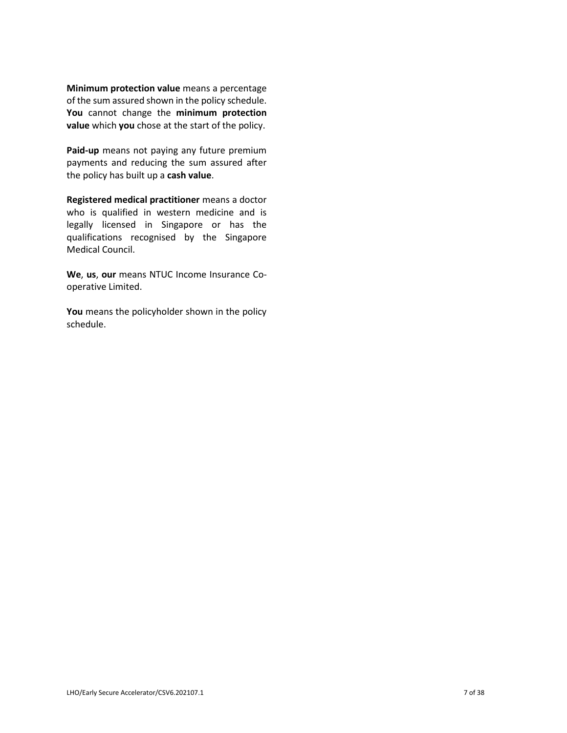**Minimum protection value** means a percentage of the sum assured shown in the policy schedule. **You** cannot change the **minimum protection value** which **you** chose at the start of the policy.

**Paid-up** means not paying any future premium payments and reducing the sum assured after the policy has built up a **cash value**.

**Registered medical practitioner** means a doctor who is qualified in western medicine and is legally licensed in Singapore or has the qualifications recognised by the Singapore Medical Council.

**We**, **us**, **our** means NTUC Income Insurance Co-operative Limited.

**You** means the policyholder shown in the policy schedule.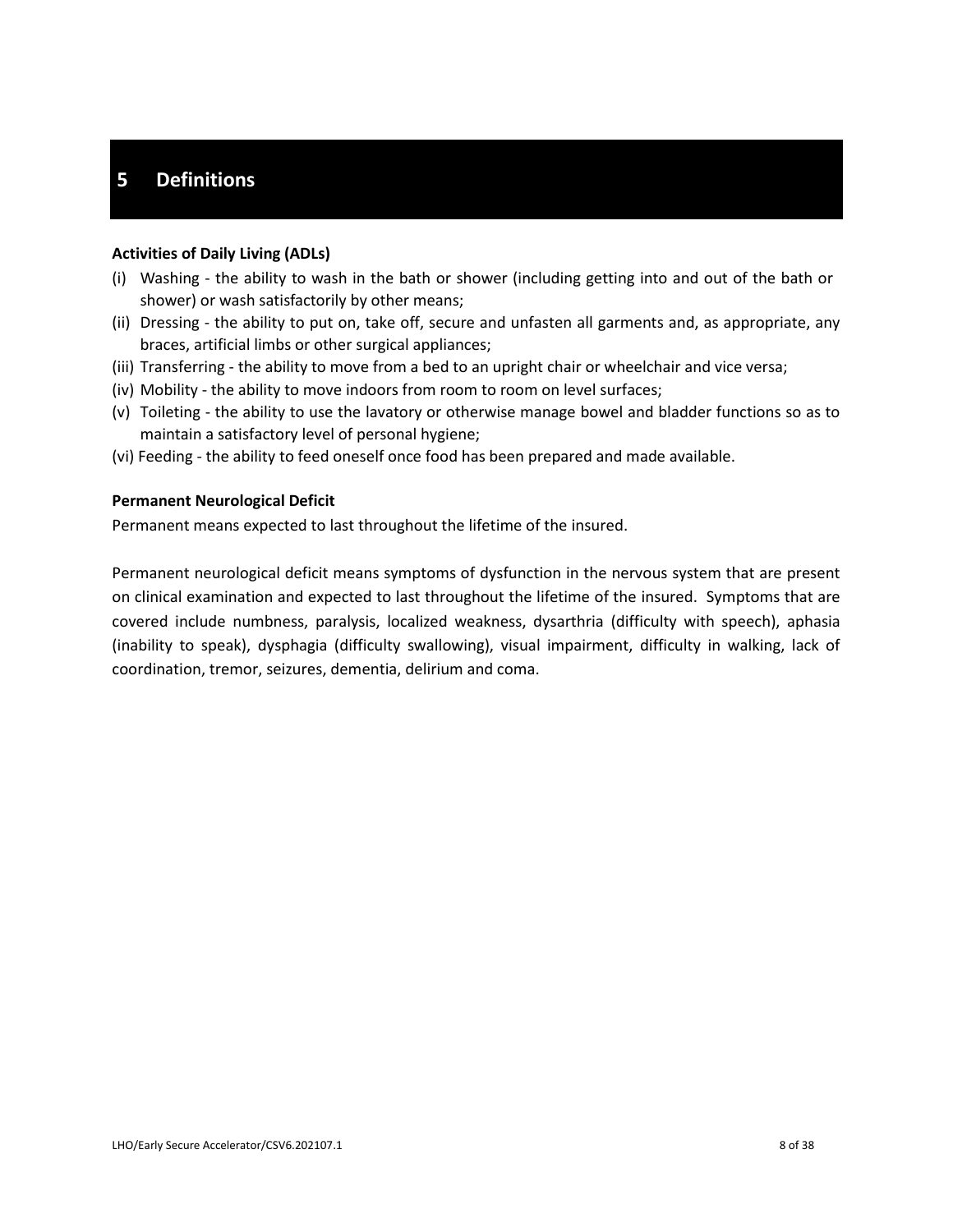# 5 Definitions

**Activities of Daily Living (ADLs)**

(i) Washing - the ability to wash in the bath or shower (including getting into and out of the bath or shower) or wash satisfactorily by other means;
(ii) Dressing - the ability to put on, take off, secure and unfasten all garments and, as appropriate, any braces, artificial limbs or other surgical appliances;
(iii) Transferring - the ability to move from a bed to an upright chair or wheelchair and vice versa;
(iv) Mobility - the ability to move indoors from room to room on level surfaces;
(v) Toileting - the ability to use the lavatory or otherwise manage bowel and bladder functions so as to maintain a satisfactory level of personal hygiene;
(vi) Feeding - the ability to feed oneself once food has been prepared and made available.

**Permanent Neurological Deficit**

Permanent means expected to last throughout the lifetime of the insured.

Permanent neurological deficit means symptoms of dysfunction in the nervous system that are present on clinical examination and expected to last throughout the lifetime of the insured. Symptoms that are covered include numbness, paralysis, localized weakness, dysarthria (difficulty with speech), aphasia (inability to speak), dysphagia (difficulty swallowing), visual impairment, difficulty in walking, lack of coordination, tremor, seizures, dementia, delirium and coma.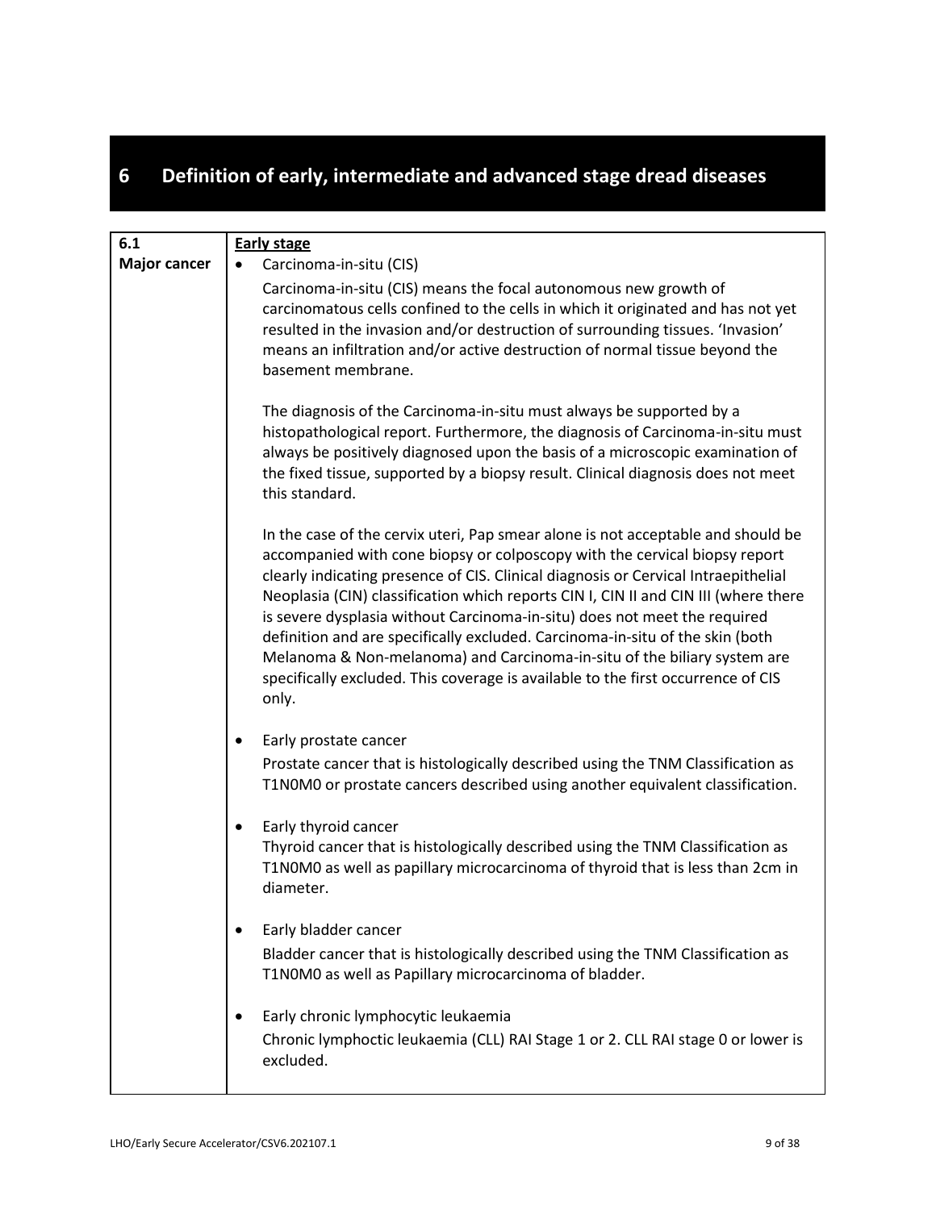# 6 Definition of early, intermediate and advanced stage dread diseases

| 6.1 **Major cancer** | **Early stage** |
|---|---|
| | • Carcinoma-in-situ (CIS)<br><br>Carcinoma-in-situ (CIS) means the focal autonomous new growth of carcinomatous cells confined to the cells in which it originated and has not yet resulted in the invasion and/or destruction of surrounding tissues. 'Invasion' means an infiltration and/or active destruction of normal tissue beyond the basement membrane.<br><br>The diagnosis of the Carcinoma-in-situ must always be supported by a histopathological report. Furthermore, the diagnosis of Carcinoma-in-situ must always be positively diagnosed upon the basis of a microscopic examination of the fixed tissue, supported by a biopsy result. Clinical diagnosis does not meet this standard.<br><br>In the case of the cervix uteri, Pap smear alone is not acceptable and should be accompanied with cone biopsy or colposcopy with the cervical biopsy report clearly indicating presence of CIS. Clinical diagnosis or Cervical Intraepithelial Neoplasia (CIN) classification which reports CIN I, CIN II and CIN III (where there is severe dysplasia without Carcinoma-in-situ) does not meet the required definition and are specifically excluded. Carcinoma-in-situ of the skin (both Melanoma & Non-melanoma) and Carcinoma-in-situ of the biliary system are specifically excluded. This coverage is available to the first occurrence of CIS only.<br><br>• Early prostate cancer<br><br>Prostate cancer that is histologically described using the TNM Classification as T1N0M0 or prostate cancers described using another equivalent classification.<br><br>• Early thyroid cancer<br><br>Thyroid cancer that is histologically described using the TNM Classification as T1N0M0 as well as papillary microcarcinoma of thyroid that is less than 2cm in diameter.<br><br>• Early bladder cancer<br><br>Bladder cancer that is histologically described using the TNM Classification as T1N0M0 as well as Papillary microcarcinoma of bladder.<br><br>• Early chronic lymphocytic leukaemia<br><br>Chronic lymphoctic leukaemia (CLL) RAI Stage 1 or 2. CLL RAI stage 0 or lower is excluded. |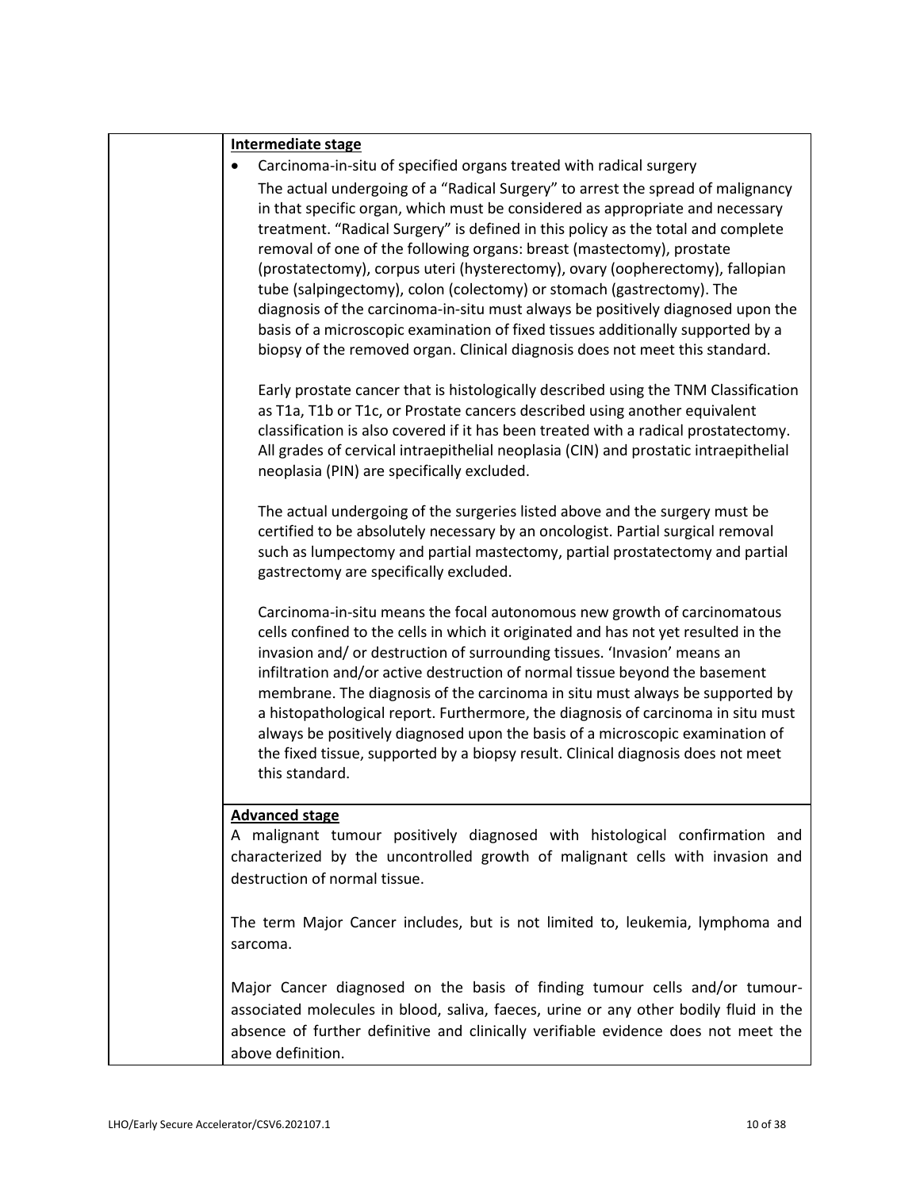| | **Intermediate stage**<br><br>• Carcinoma-in-situ of specified organs treated with radical surgery<br>The actual undergoing of a "Radical Surgery" to arrest the spread of malignancy in that specific organ, which must be considered as appropriate and necessary treatment. "Radical Surgery" is defined in this policy as the total and complete removal of one of the following organs: breast (mastectomy), prostate (prostatectomy), corpus uteri (hysterectomy), ovary (oopherectomy), fallopian tube (salpingectomy), colon (colectomy) or stomach (gastrectomy). The diagnosis of the carcinoma-in-situ must always be positively diagnosed upon the basis of a microscopic examination of fixed tissues additionally supported by a biopsy of the removed organ. Clinical diagnosis does not meet this standard.<br><br>Early prostate cancer that is histologically described using the TNM Classification as T1a, T1b or T1c, or Prostate cancers described using another equivalent classification is also covered if it has been treated with a radical prostatectomy. All grades of cervical intraepithelial neoplasia (CIN) and prostatic intraepithelial neoplasia (PIN) are specifically excluded.<br><br>The actual undergoing of the surgeries listed above and the surgery must be certified to be absolutely necessary by an oncologist. Partial surgical removal such as lumpectomy and partial mastectomy, partial prostatectomy and partial gastrectomy are specifically excluded.<br><br>Carcinoma-in-situ means the focal autonomous new growth of carcinomatous cells confined to the cells in which it originated and has not yet resulted in the invasion and/ or destruction of surrounding tissues. 'Invasion' means an infiltration and/or active destruction of normal tissue beyond the basement membrane. The diagnosis of the carcinoma in situ must always be supported by a histopathological report. Furthermore, the diagnosis of carcinoma in situ must always be positively diagnosed upon the basis of a microscopic examination of the fixed tissue, supported by a biopsy result. Clinical diagnosis does not meet this standard. |
|---|---|
| | **Advanced stage**<br>A malignant tumour positively diagnosed with histological confirmation and characterized by the uncontrolled growth of malignant cells with invasion and destruction of normal tissue.<br><br>The term Major Cancer includes, but is not limited to, leukemia, lymphoma and sarcoma.<br><br>Major Cancer diagnosed on the basis of finding tumour cells and/or tumour-associated molecules in blood, saliva, faeces, urine or any other bodily fluid in the absence of further definitive and clinically verifiable evidence does not meet the above definition. |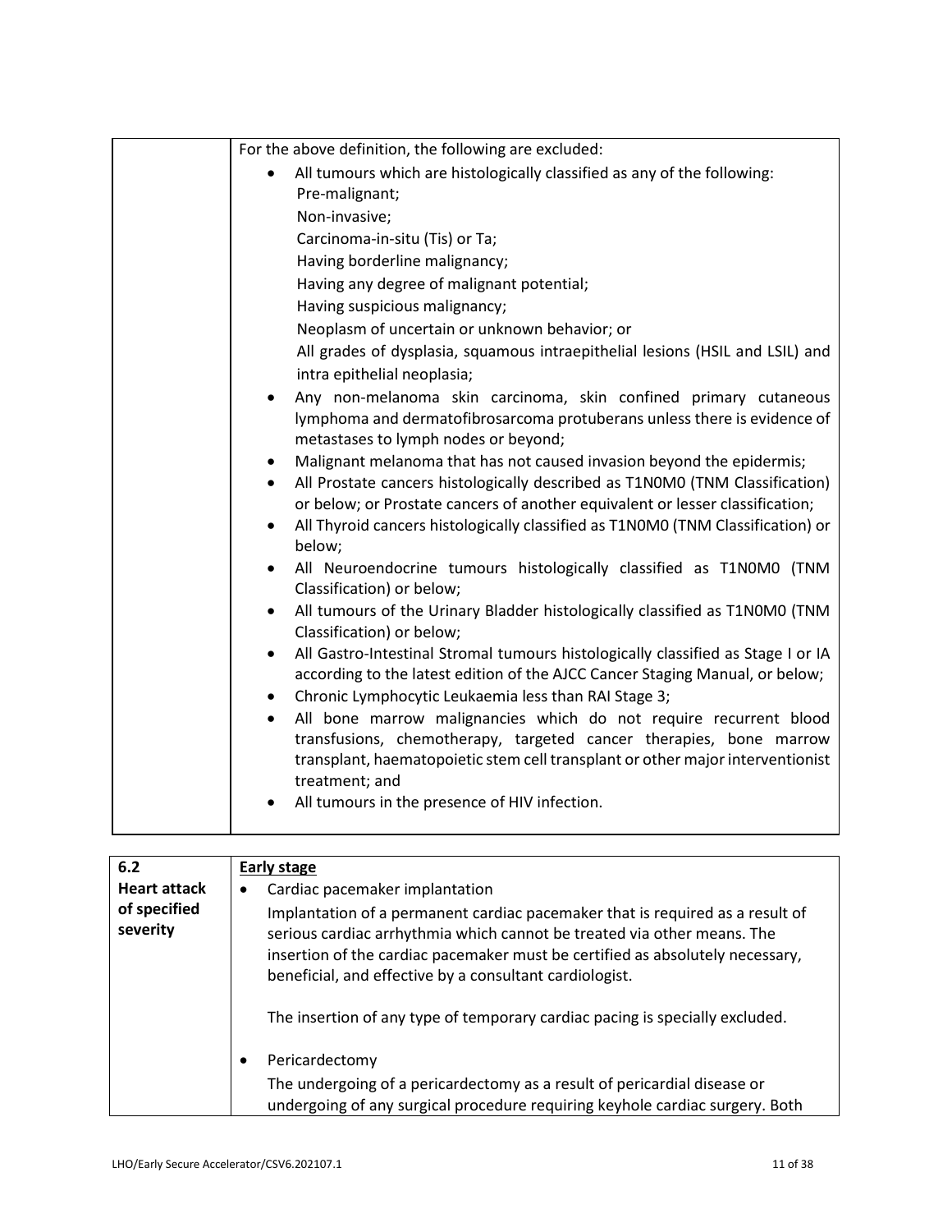| | |
|---|---|
| | For the above definition, the following are excluded:<br><ul><li>All tumours which are histologically classified as any of the following:<br>Pre-malignant;<br>Non-invasive;<br>Carcinoma-in-situ (Tis) or Ta;<br>Having borderline malignancy;<br>Having any degree of malignant potential;<br>Having suspicious malignancy;<br>Neoplasm of uncertain or unknown behavior; or<br>All grades of dysplasia, squamous intraepithelial lesions (HSIL and LSIL) and intra epithelial neoplasia;</li><li>Any non-melanoma skin carcinoma, skin confined primary cutaneous lymphoma and dermatofibrosarcoma protuberans unless there is evidence of metastases to lymph nodes or beyond;</li><li>Malignant melanoma that has not caused invasion beyond the epidermis;</li><li>All Prostate cancers histologically described as T1N0M0 (TNM Classification) or below; or Prostate cancers of another equivalent or lesser classification;</li><li>All Thyroid cancers histologically classified as T1N0M0 (TNM Classification) or below;</li><li>All Neuroendocrine tumours histologically classified as T1N0M0 (TNM Classification) or below;</li><li>All tumours of the Urinary Bladder histologically classified as T1N0M0 (TNM Classification) or below;</li><li>All Gastro-Intestinal Stromal tumours histologically classified as Stage I or IA according to the latest edition of the AJCC Cancer Staging Manual, or below;</li><li>Chronic Lymphocytic Leukaemia less than RAI Stage 3;</li><li>All bone marrow malignancies which do not require recurrent blood transfusions, chemotherapy, targeted cancer therapies, bone marrow transplant, haematopoietic stem cell transplant or other major interventionist treatment; and</li><li>All tumours in the presence of HIV infection.</li></ul> |

| | |
|---|---|
| **6.2**<br>**Heart attack of specified severity** | <u>**Early stage**</u><br><ul><li>Cardiac pacemaker implantation<br>Implantation of a permanent cardiac pacemaker that is required as a result of serious cardiac arrhythmia which cannot be treated via other means. The insertion of the cardiac pacemaker must be certified as absolutely necessary, beneficial, and effective by a consultant cardiologist.<br><br>The insertion of any type of temporary cardiac pacing is specially excluded.</li><li>Pericardectomy<br>The undergoing of a pericardectomy as a result of pericardial disease or undergoing of any surgical procedure requiring keyhole cardiac surgery. Both</li></ul> |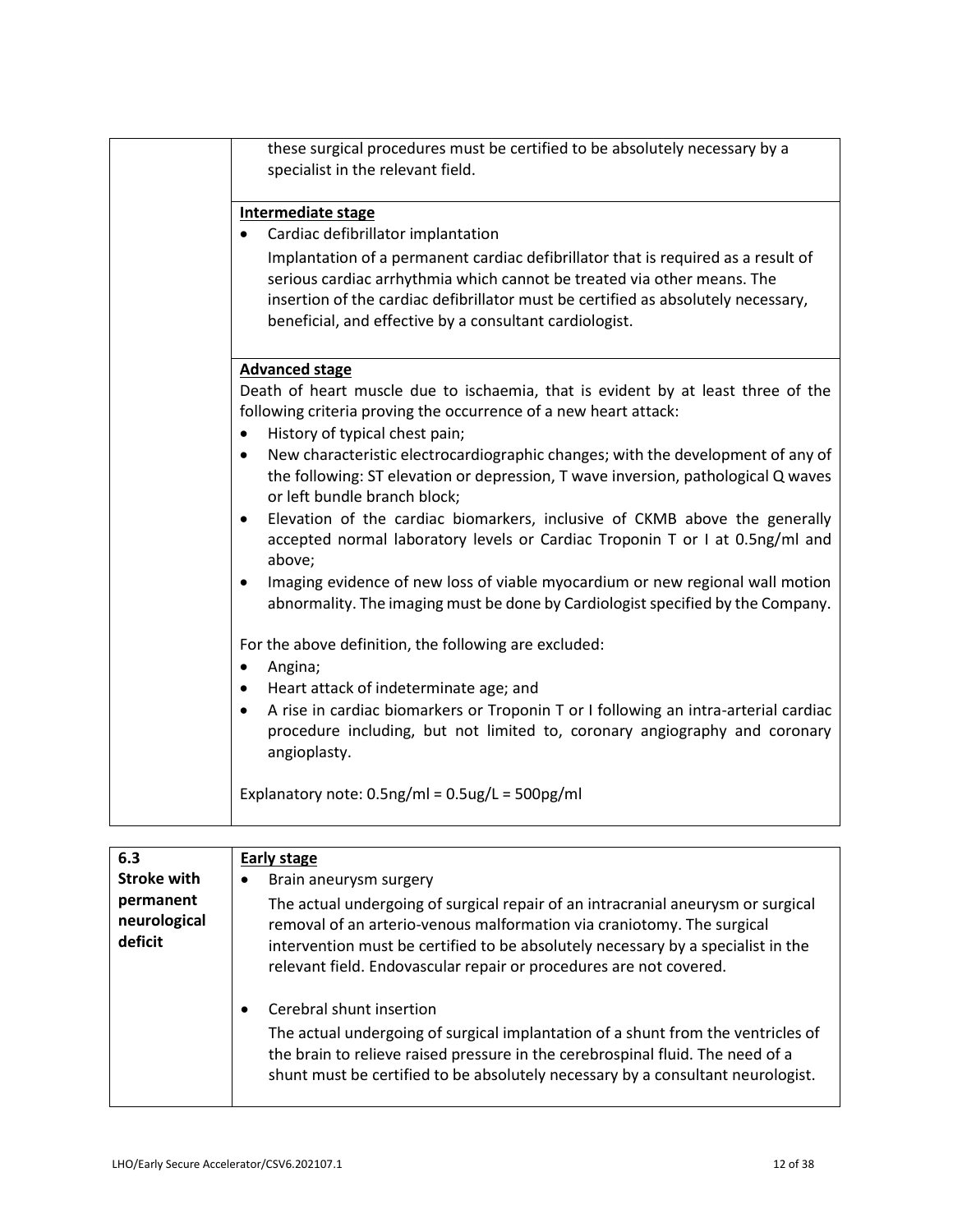| | |
|---|---|
| | these surgical procedures must be certified to be absolutely necessary by a specialist in the relevant field. |
| | **Intermediate stage**<br>• Cardiac defibrillator implantation<br>Implantation of a permanent cardiac defibrillator that is required as a result of serious cardiac arrhythmia which cannot be treated via other means. The insertion of the cardiac defibrillator must be certified as absolutely necessary, beneficial, and effective by a consultant cardiologist. |
| | **Advanced stage**<br>Death of heart muscle due to ischaemia, that is evident by at least three of the following criteria proving the occurrence of a new heart attack:<br>• History of typical chest pain;<br>• New characteristic electrocardiographic changes; with the development of any of the following: ST elevation or depression, T wave inversion, pathological Q waves or left bundle branch block;<br>• Elevation of the cardiac biomarkers, inclusive of CKMB above the generally accepted normal laboratory levels or Cardiac Troponin T or I at 0.5ng/ml and above;<br>• Imaging evidence of new loss of viable myocardium or new regional wall motion abnormality. The imaging must be done by Cardiologist specified by the Company.<br><br>For the above definition, the following are excluded:<br>• Angina;<br>• Heart attack of indeterminate age; and<br>• A rise in cardiac biomarkers or Troponin T or I following an intra-arterial cardiac procedure including, but not limited to, coronary angiography and coronary angioplasty.<br><br>Explanatory note: 0.5ng/ml = 0.5ug/L = 500pg/ml |

| | |
|---|---|
| **6.3 Stroke with permanent neurological deficit** | **Early stage**<br>• Brain aneurysm surgery<br>The actual undergoing of surgical repair of an intracranial aneurysm or surgical removal of an arterio-venous malformation via craniotomy. The surgical intervention must be certified to be absolutely necessary by a specialist in the relevant field. Endovascular repair or procedures are not covered.<br><br>• Cerebral shunt insertion<br>The actual undergoing of surgical implantation of a shunt from the ventricles of the brain to relieve raised pressure in the cerebrospinal fluid. The need of a shunt must be certified to be absolutely necessary by a consultant neurologist. |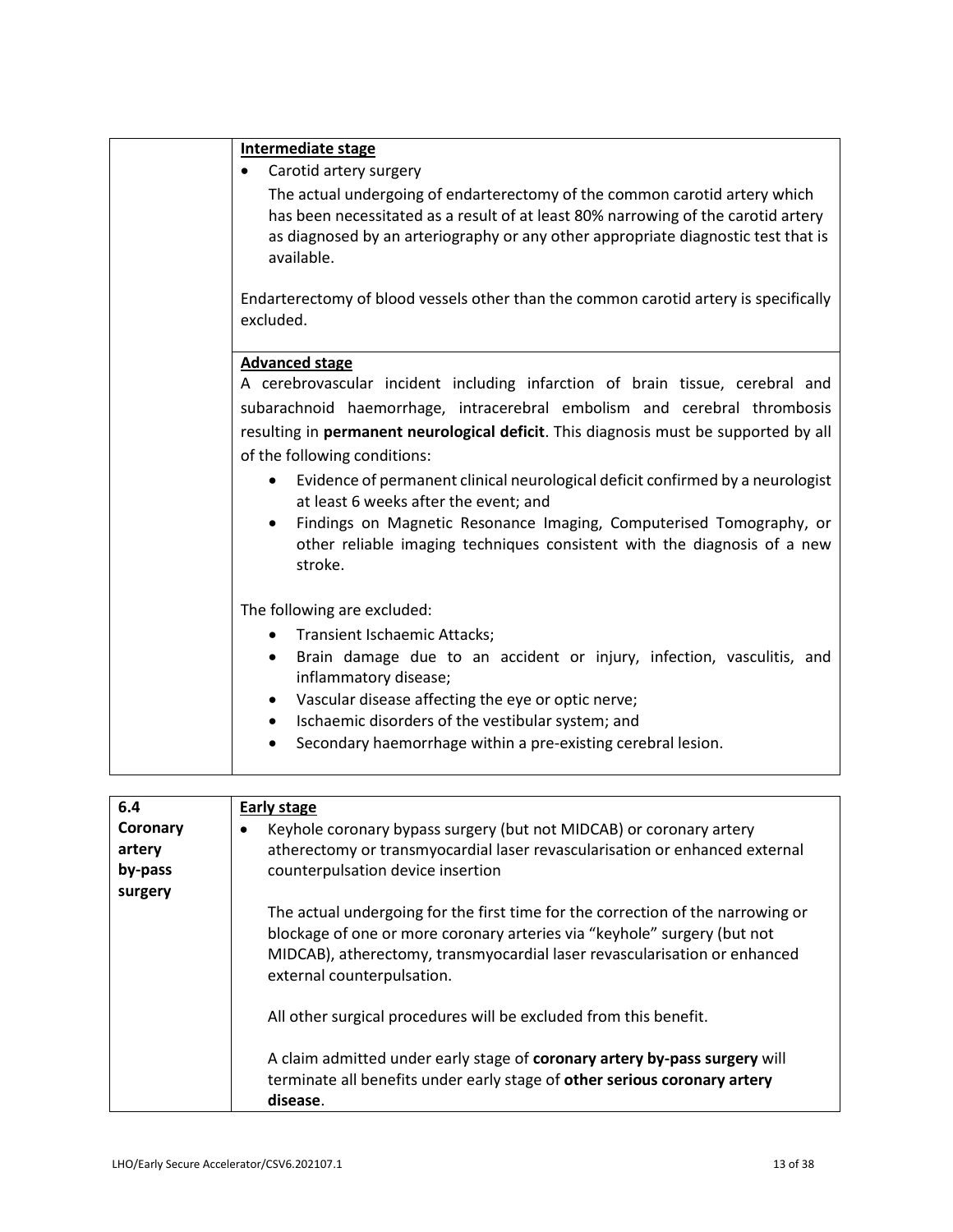| | |
|---|---|
| | **Intermediate stage**<br><br>• Carotid artery surgery<br><br>The actual undergoing of endarterectomy of the common carotid artery which has been necessitated as a result of at least 80% narrowing of the carotid artery as diagnosed by an arteriography or any other appropriate diagnostic test that is available.<br><br>Endarterectomy of blood vessels other than the common carotid artery is specifically excluded. |
| | **Advanced stage**<br><br>A cerebrovascular incident including infarction of brain tissue, cerebral and subarachnoid haemorrhage, intracerebral embolism and cerebral thrombosis resulting in **permanent neurological deficit**. This diagnosis must be supported by all of the following conditions:<br><br>• Evidence of permanent clinical neurological deficit confirmed by a neurologist at least 6 weeks after the event; and<br>• Findings on Magnetic Resonance Imaging, Computerised Tomography, or other reliable imaging techniques consistent with the diagnosis of a new stroke.<br><br>The following are excluded:<br><br>• Transient Ischaemic Attacks;<br>• Brain damage due to an accident or injury, infection, vasculitis, and inflammatory disease;<br>• Vascular disease affecting the eye or optic nerve;<br>• Ischaemic disorders of the vestibular system; and<br>• Secondary haemorrhage within a pre-existing cerebral lesion. |

| | |
|---|---|
| **6.4 Coronary artery by-pass surgery** | **Early stage**<br><br>• Keyhole coronary bypass surgery (but not MIDCAB) or coronary artery atherectomy or transmyocardial laser revascularisation or enhanced external counterpulsation device insertion<br><br>The actual undergoing for the first time for the correction of the narrowing or blockage of one or more coronary arteries via "keyhole" surgery (but not MIDCAB), atherectomy, transmyocardial laser revascularisation or enhanced external counterpulsation.<br><br>All other surgical procedures will be excluded from this benefit.<br><br>A claim admitted under early stage of **coronary artery by-pass surgery** will terminate all benefits under early stage of **other serious coronary artery disease**. |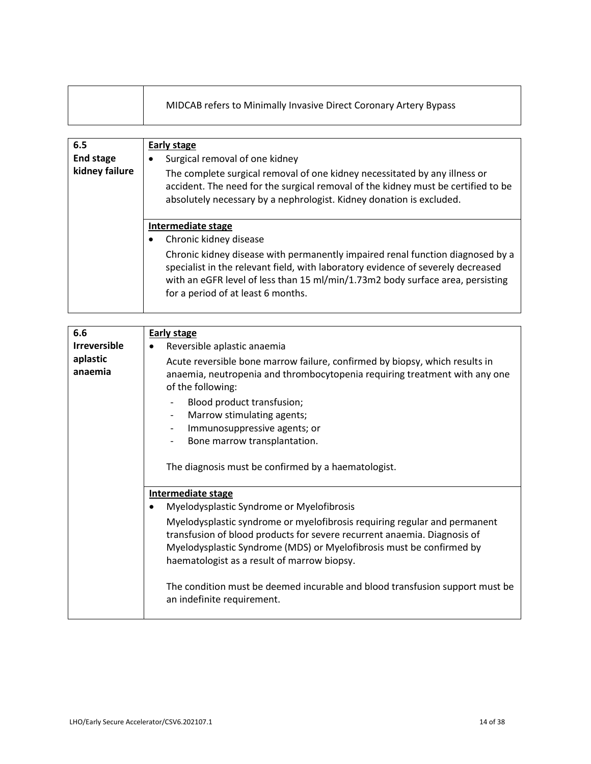| | |
|---|---|
| | MIDCAB refers to Minimally Invasive Direct Coronary Artery Bypass |

| | |
|---|---|
| **6.5**<br>**End stage kidney failure** | **<u>Early stage</u>**<br>• Surgical removal of one kidney<br>The complete surgical removal of one kidney necessitated by any illness or accident. The need for the surgical removal of the kidney must be certified to be absolutely necessary by a nephrologist. Kidney donation is excluded. |
| | **<u>Intermediate stage</u>**<br>• Chronic kidney disease<br>Chronic kidney disease with permanently impaired renal function diagnosed by a specialist in the relevant field, with laboratory evidence of severely decreased with an eGFR level of less than 15 ml/min/1.73m2 body surface area, persisting for a period of at least 6 months. |

| | |
|---|---|
| **6.6**<br>**Irreversible aplastic anaemia** | **<u>Early stage</u>**<br>• Reversible aplastic anaemia<br>Acute reversible bone marrow failure, confirmed by biopsy, which results in anaemia, neutropenia and thrombocytopenia requiring treatment with any one of the following:<br>- Blood product transfusion;<br>- Marrow stimulating agents;<br>- Immunosuppressive agents; or<br>- Bone marrow transplantation.<br><br>The diagnosis must be confirmed by a haematologist. |
| | **<u>Intermediate stage</u>**<br>• Myelodysplastic Syndrome or Myelofibrosis<br>Myelodysplastic syndrome or myelofibrosis requiring regular and permanent transfusion of blood products for severe recurrent anaemia. Diagnosis of Myelodysplastic Syndrome (MDS) or Myelofibrosis must be confirmed by haematologist as a result of marrow biopsy.<br><br>The condition must be deemed incurable and blood transfusion support must be an indefinite requirement. |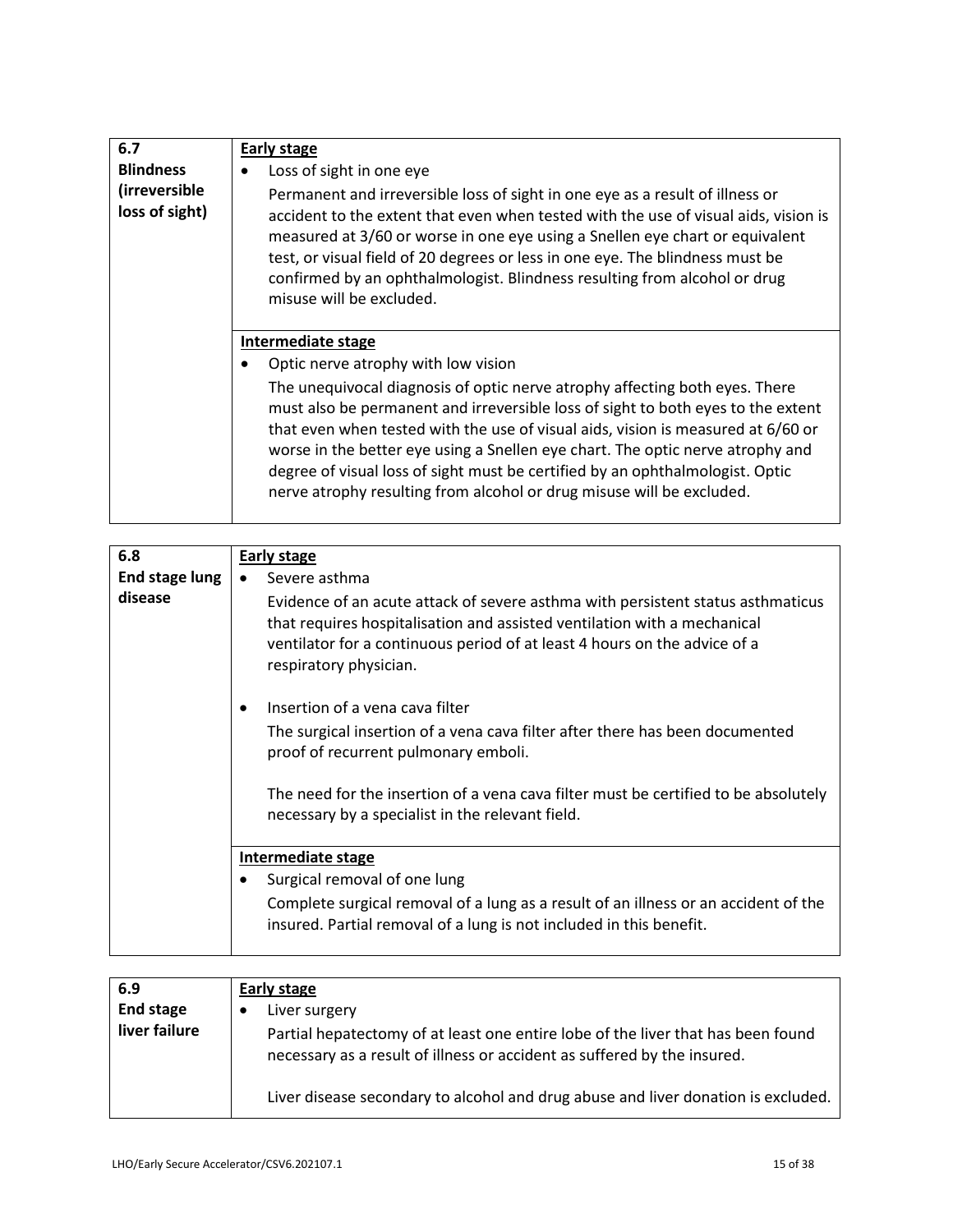| 6.7 Blindness (irreversible loss of sight) | **Early stage**<br>• Loss of sight in one eye<br>Permanent and irreversible loss of sight in one eye as a result of illness or accident to the extent that even when tested with the use of visual aids, vision is measured at 3/60 or worse in one eye using a Snellen eye chart or equivalent test, or visual field of 20 degrees or less in one eye. The blindness must be confirmed by an ophthalmologist. Blindness resulting from alcohol or drug misuse will be excluded. |
|---|---|
| | **Intermediate stage**<br>• Optic nerve atrophy with low vision<br>The unequivocal diagnosis of optic nerve atrophy affecting both eyes. There must also be permanent and irreversible loss of sight to both eyes to the extent that even when tested with the use of visual aids, vision is measured at 6/60 or worse in the better eye using a Snellen eye chart. The optic nerve atrophy and degree of visual loss of sight must be certified by an ophthalmologist. Optic nerve atrophy resulting from alcohol or drug misuse will be excluded. |

| 6.8 End stage lung disease | **Early stage**<br>• Severe asthma<br>Evidence of an acute attack of severe asthma with persistent status asthmaticus that requires hospitalisation and assisted ventilation with a mechanical ventilator for a continuous period of at least 4 hours on the advice of a respiratory physician.<br><br>• Insertion of a vena cava filter<br>The surgical insertion of a vena cava filter after there has been documented proof of recurrent pulmonary emboli.<br><br>The need for the insertion of a vena cava filter must be certified to be absolutely necessary by a specialist in the relevant field. |
|---|---|
| | **Intermediate stage**<br>• Surgical removal of one lung<br>Complete surgical removal of a lung as a result of an illness or an accident of the insured. Partial removal of a lung is not included in this benefit. |

| 6.9 End stage liver failure | **Early stage**<br>• Liver surgery<br>Partial hepatectomy of at least one entire lobe of the liver that has been found necessary as a result of illness or accident as suffered by the insured.<br><br>Liver disease secondary to alcohol and drug abuse and liver donation is excluded. |
|---|---|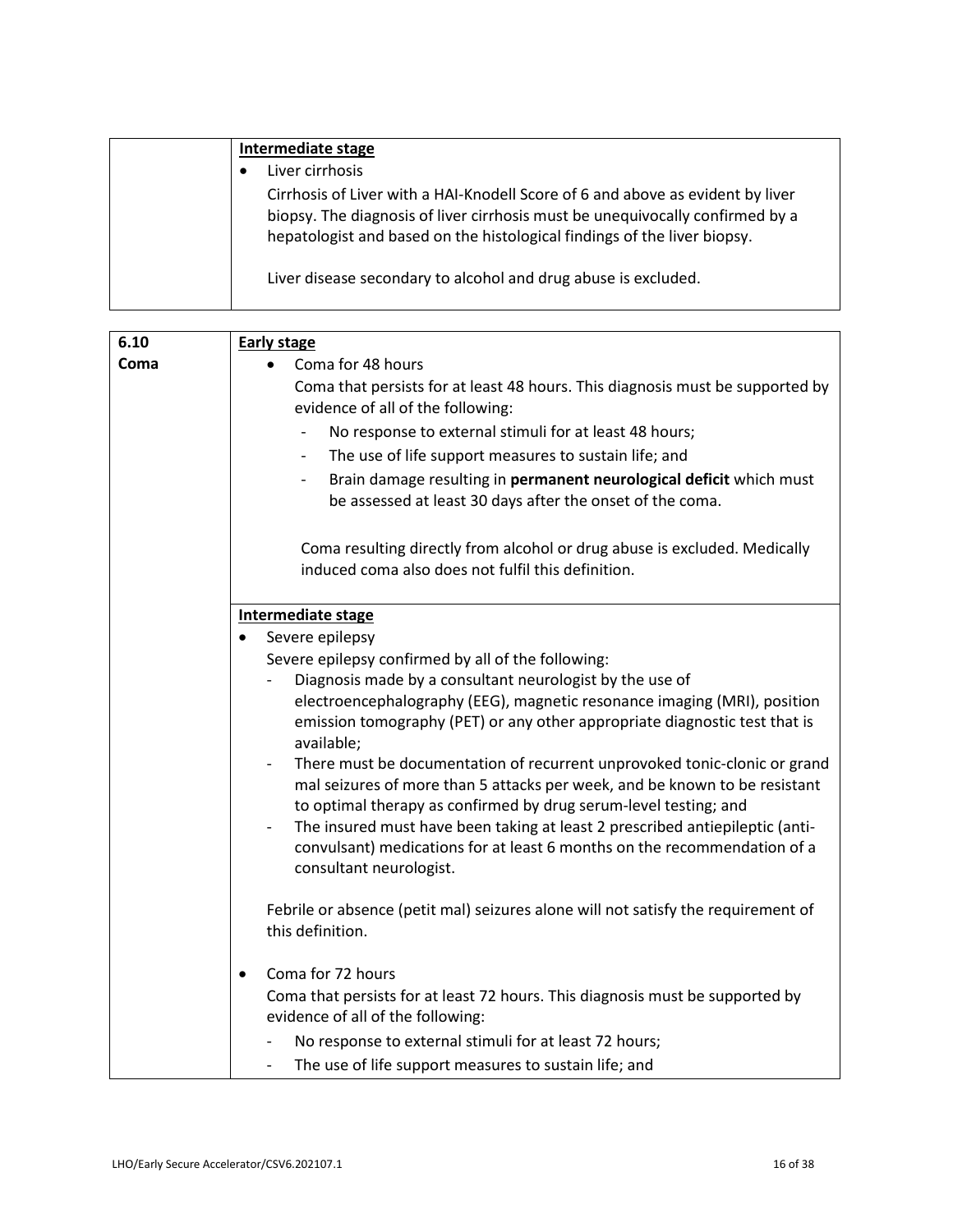| | **Intermediate stage**<br>• Liver cirrhosis<br>Cirrhosis of Liver with a HAI-Knodell Score of 6 and above as evident by liver biopsy. The diagnosis of liver cirrhosis must be unequivocally confirmed by a hepatologist and based on the histological findings of the liver biopsy.<br><br>Liver disease secondary to alcohol and drug abuse is excluded. |
|---|---|

| **6.10 Coma** | **Early stage**<br>• Coma for 48 hours<br>Coma that persists for at least 48 hours. This diagnosis must be supported by evidence of all of the following:<br>- No response to external stimuli for at least 48 hours;<br>- The use of life support measures to sustain life; and<br>- Brain damage resulting in **permanent neurological deficit** which must be assessed at least 30 days after the onset of the coma.<br><br>Coma resulting directly from alcohol or drug abuse is excluded. Medically induced coma also does not fulfil this definition. |
|---|---|
| | **Intermediate stage**<br>• Severe epilepsy<br>Severe epilepsy confirmed by all of the following:<br>- Diagnosis made by a consultant neurologist by the use of electroencephalography (EEG), magnetic resonance imaging (MRI), position emission tomography (PET) or any other appropriate diagnostic test that is available;<br>- There must be documentation of recurrent unprovoked tonic-clonic or grand mal seizures of more than 5 attacks per week, and be known to be resistant to optimal therapy as confirmed by drug serum-level testing; and<br>- The insured must have been taking at least 2 prescribed antiepileptic (anti-convulsant) medications for at least 6 months on the recommendation of a consultant neurologist.<br><br>Febrile or absence (petit mal) seizures alone will not satisfy the requirement of this definition.<br><br>• Coma for 72 hours<br>Coma that persists for at least 72 hours. This diagnosis must be supported by evidence of all of the following:<br>- No response to external stimuli for at least 72 hours;<br>- The use of life support measures to sustain life; and |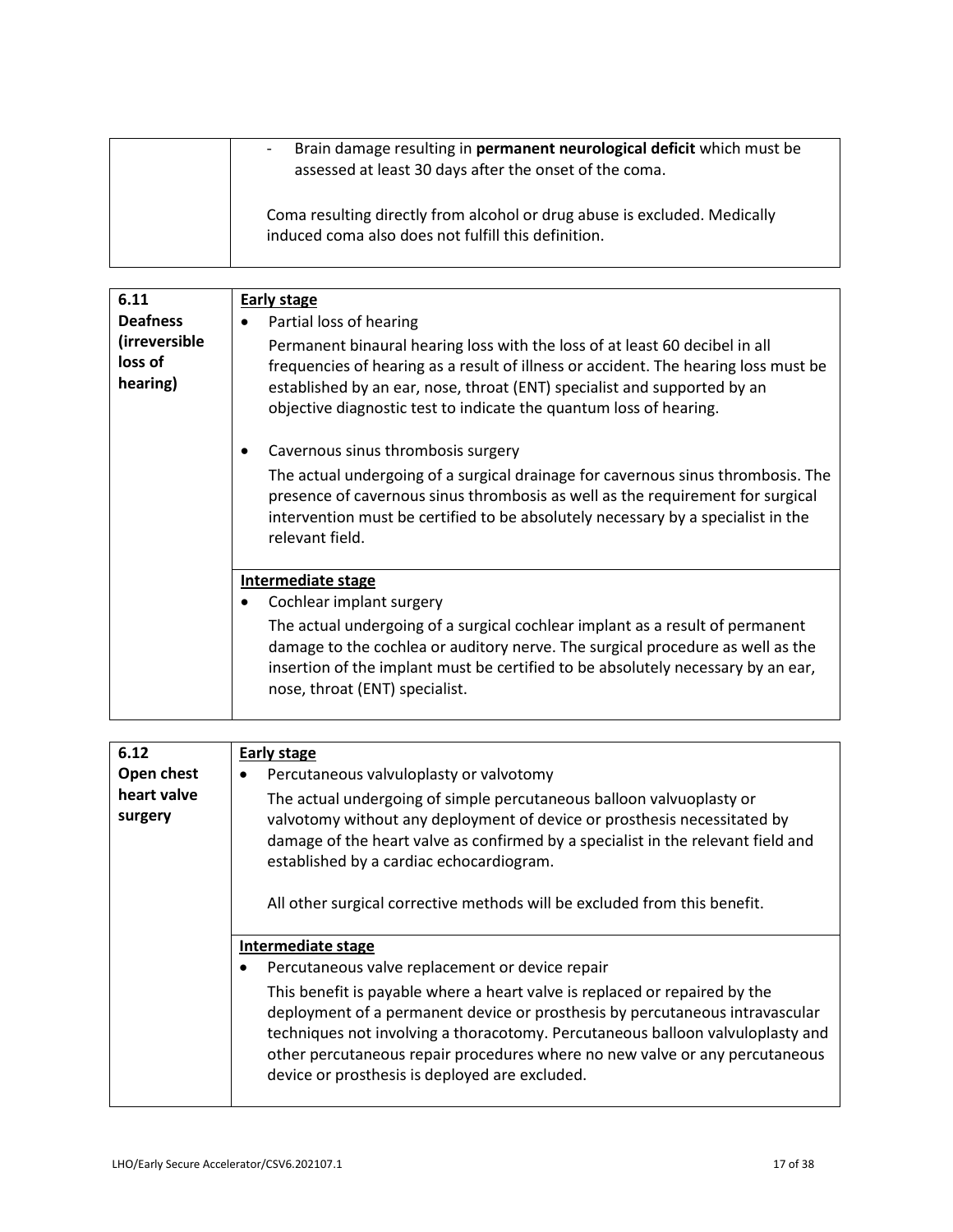| | |
|---|---|
| | - Brain damage resulting in **permanent neurological deficit** which must be assessed at least 30 days after the onset of the coma.<br><br>Coma resulting directly from alcohol or drug abuse is excluded. Medically induced coma also does not fulfill this definition. |

| | |
|---|---|
| **6.11 Deafness (irreversible loss of hearing)** | **Early stage**<br>• Partial loss of hearing<br>Permanent binaural hearing loss with the loss of at least 60 decibel in all frequencies of hearing as a result of illness or accident. The hearing loss must be established by an ear, nose, throat (ENT) specialist and supported by an objective diagnostic test to indicate the quantum loss of hearing.<br><br>• Cavernous sinus thrombosis surgery<br>The actual undergoing of a surgical drainage for cavernous sinus thrombosis. The presence of cavernous sinus thrombosis as well as the requirement for surgical intervention must be certified to be absolutely necessary by a specialist in the relevant field. |
| | **Intermediate stage**<br>• Cochlear implant surgery<br>The actual undergoing of a surgical cochlear implant as a result of permanent damage to the cochlea or auditory nerve. The surgical procedure as well as the insertion of the implant must be certified to be absolutely necessary by an ear, nose, throat (ENT) specialist. |

| | |
|---|---|
| **6.12 Open chest heart valve surgery** | **Early stage**<br>• Percutaneous valvuloplasty or valvotomy<br>The actual undergoing of simple percutaneous balloon valvuoplasty or valvotomy without any deployment of device or prosthesis necessitated by damage of the heart valve as confirmed by a specialist in the relevant field and established by a cardiac echocardiogram.<br><br>All other surgical corrective methods will be excluded from this benefit. |
| | **Intermediate stage**<br>• Percutaneous valve replacement or device repair<br>This benefit is payable where a heart valve is replaced or repaired by the deployment of a permanent device or prosthesis by percutaneous intravascular techniques not involving a thoracotomy. Percutaneous balloon valvuloplasty and other percutaneous repair procedures where no new valve or any percutaneous device or prosthesis is deployed are excluded. |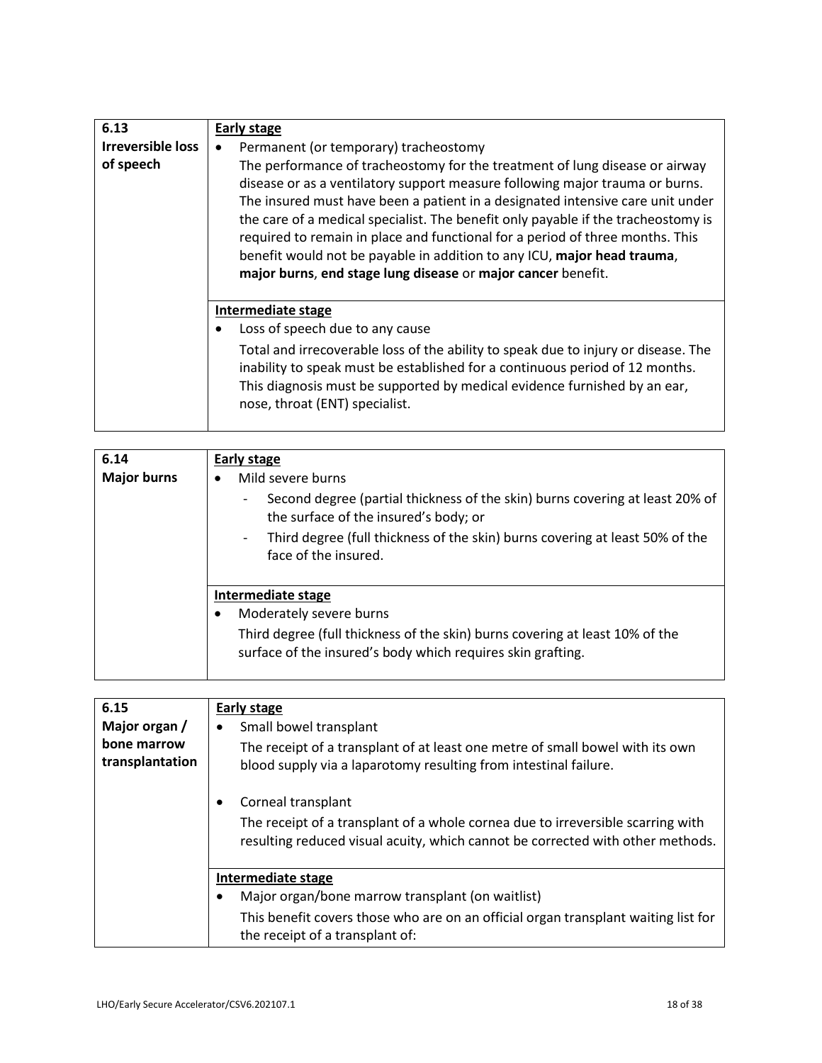| 6.13 **Irreversible loss of speech** | **Early stage** <br> • Permanent (or temporary) tracheostomy <br> The performance of tracheostomy for the treatment of lung disease or airway disease or as a ventilatory support measure following major trauma or burns. The insured must have been a patient in a designated intensive care unit under the care of a medical specialist. The benefit only payable if the tracheostomy is required to remain in place and functional for a period of three months. This benefit would not be payable in addition to any ICU, **major head trauma**, **major burns**, **end stage lung disease** or **major cancer** benefit. |
|---|---|
| | **Intermediate stage** <br> • Loss of speech due to any cause <br> Total and irrecoverable loss of the ability to speak due to injury or disease. The inability to speak must be established for a continuous period of 12 months. This diagnosis must be supported by medical evidence furnished by an ear, nose, throat (ENT) specialist. |

| 6.14 **Major burns** | **Early stage** <br> • Mild severe burns <br> - Second degree (partial thickness of the skin) burns covering at least 20% of the surface of the insured's body; or <br> - Third degree (full thickness of the skin) burns covering at least 50% of the face of the insured. |
|---|---|
| | **Intermediate stage** <br> • Moderately severe burns <br> Third degree (full thickness of the skin) burns covering at least 10% of the surface of the insured's body which requires skin grafting. |

| 6.15 **Major organ / bone marrow transplantation** | **Early stage** <br> • Small bowel transplant <br> The receipt of a transplant of at least one metre of small bowel with its own blood supply via a laparotomy resulting from intestinal failure. <br> • Corneal transplant <br> The receipt of a transplant of a whole cornea due to irreversible scarring with resulting reduced visual acuity, which cannot be corrected with other methods. |
|---|---|
| | **Intermediate stage** <br> • Major organ/bone marrow transplant (on waitlist) <br> This benefit covers those who are on an official organ transplant waiting list for the receipt of a transplant of: |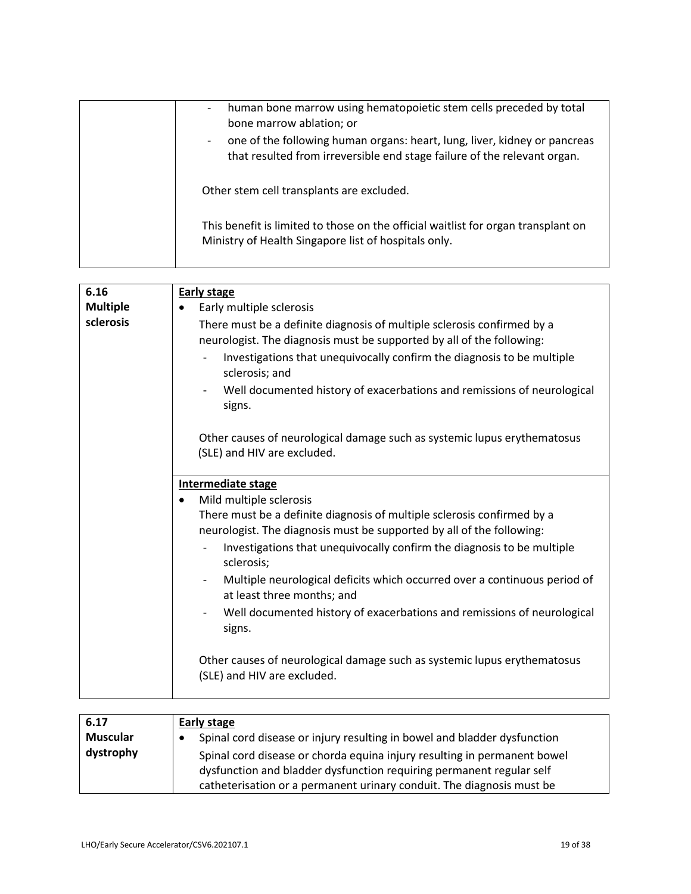| | |
|---|---|
| | - human bone marrow using hematopoietic stem cells preceded by total bone marrow ablation; or<br>- one of the following human organs: heart, lung, liver, kidney or pancreas that resulted from irreversible end stage failure of the relevant organ.<br><br>Other stem cell transplants are excluded.<br><br>This benefit is limited to those on the official waitlist for organ transplant on Ministry of Health Singapore list of hospitals only. |

| | |
|---|---|
| **6.16 Multiple sclerosis** | **<u>Early stage</u>**<br>• Early multiple sclerosis<br>There must be a definite diagnosis of multiple sclerosis confirmed by a neurologist. The diagnosis must be supported by all of the following:<br>- Investigations that unequivocally confirm the diagnosis to be multiple sclerosis; and<br>- Well documented history of exacerbations and remissions of neurological signs.<br><br>Other causes of neurological damage such as systemic lupus erythematosus (SLE) and HIV are excluded. |
| | **<u>Intermediate stage</u>**<br>• Mild multiple sclerosis<br>There must be a definite diagnosis of multiple sclerosis confirmed by a neurologist. The diagnosis must be supported by all of the following:<br>- Investigations that unequivocally confirm the diagnosis to be multiple sclerosis;<br>- Multiple neurological deficits which occurred over a continuous period of at least three months; and<br>- Well documented history of exacerbations and remissions of neurological signs.<br><br>Other causes of neurological damage such as systemic lupus erythematosus (SLE) and HIV are excluded. |

| | |
|---|---|
| **6.17 Muscular dystrophy** | **<u>Early stage</u>**<br>• Spinal cord disease or injury resulting in bowel and bladder dysfunction<br>Spinal cord disease or chorda equina injury resulting in permanent bowel dysfunction and bladder dysfunction requiring permanent regular self catheterisation or a permanent urinary conduit. The diagnosis must be |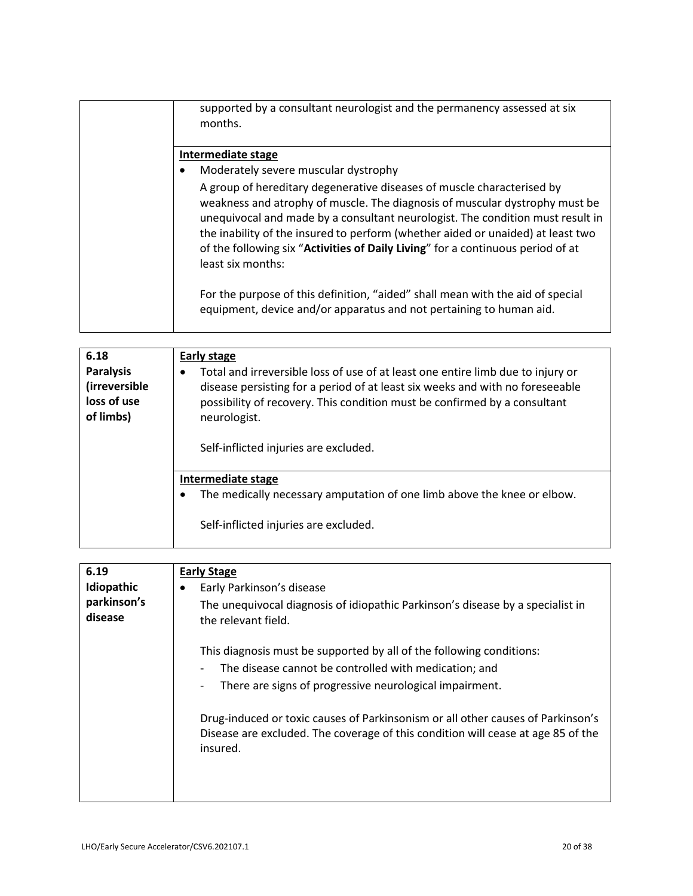| | |
|---|---|
| | supported by a consultant neurologist and the permanency assessed at six months. |
| | **Intermediate stage**<br>• Moderately severe muscular dystrophy<br>A group of hereditary degenerative diseases of muscle characterised by weakness and atrophy of muscle. The diagnosis of muscular dystrophy must be unequivocal and made by a consultant neurologist. The condition must result in the inability of the insured to perform (whether aided or unaided) at least two of the following six "**Activities of Daily Living**" for a continuous period of at least six months:<br><br>For the purpose of this definition, "aided" shall mean with the aid of special equipment, device and/or apparatus and not pertaining to human aid. |

| | |
|---|---|
| **6.18 Paralysis (irreversible loss of use of limbs)** | **Early stage**<br>• Total and irreversible loss of use of at least one entire limb due to injury or disease persisting for a period of at least six weeks and with no foreseeable possibility of recovery. This condition must be confirmed by a consultant neurologist.<br><br>Self-inflicted injuries are excluded. |
| | **Intermediate stage**<br>• The medically necessary amputation of one limb above the knee or elbow.<br><br>Self-inflicted injuries are excluded. |

| | |
|---|---|
| **6.19 Idiopathic parkinson's disease** | **Early Stage**<br>• Early Parkinson's disease<br>The unequivocal diagnosis of idiopathic Parkinson's disease by a specialist in the relevant field.<br><br>This diagnosis must be supported by all of the following conditions:<br>- The disease cannot be controlled with medication; and<br>- There are signs of progressive neurological impairment.<br><br>Drug-induced or toxic causes of Parkinsonism or all other causes of Parkinson's Disease are excluded. The coverage of this condition will cease at age 85 of the insured. |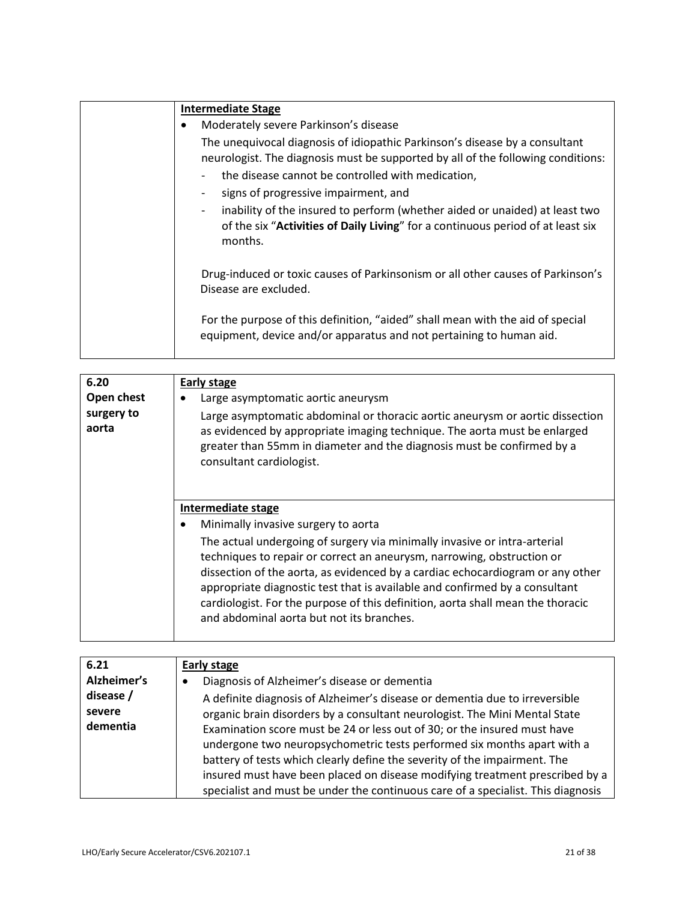| | |
|---|---|
| | **Intermediate Stage**<br>• Moderately severe Parkinson's disease<br>The unequivocal diagnosis of idiopathic Parkinson's disease by a consultant neurologist. The diagnosis must be supported by all of the following conditions:<br>- the disease cannot be controlled with medication,<br>- signs of progressive impairment, and<br>- inability of the insured to perform (whether aided or unaided) at least two of the six "**Activities of Daily Living**" for a continuous period of at least six months.<br><br>Drug-induced or toxic causes of Parkinsonism or all other causes of Parkinson's Disease are excluded.<br><br>For the purpose of this definition, "aided" shall mean with the aid of special equipment, device and/or apparatus and not pertaining to human aid. |

| | |
|---|---|
| **6.20 Open chest surgery to aorta** | **Early stage**<br>• Large asymptomatic aortic aneurysm<br>Large asymptomatic abdominal or thoracic aortic aneurysm or aortic dissection as evidenced by appropriate imaging technique. The aorta must be enlarged greater than 55mm in diameter and the diagnosis must be confirmed by a consultant cardiologist. |
| | **Intermediate stage**<br>• Minimally invasive surgery to aorta<br>The actual undergoing of surgery via minimally invasive or intra-arterial techniques to repair or correct an aneurysm, narrowing, obstruction or dissection of the aorta, as evidenced by a cardiac echocardiogram or any other appropriate diagnostic test that is available and confirmed by a consultant cardiologist. For the purpose of this definition, aorta shall mean the thoracic and abdominal aorta but not its branches. |

| | |
|---|---|
| **6.21 Alzheimer's disease / severe dementia** | **Early stage**<br>• Diagnosis of Alzheimer's disease or dementia<br>A definite diagnosis of Alzheimer's disease or dementia due to irreversible organic brain disorders by a consultant neurologist. The Mini Mental State Examination score must be 24 or less out of 30; or the insured must have undergone two neuropsychometric tests performed six months apart with a battery of tests which clearly define the severity of the impairment. The insured must have been placed on disease modifying treatment prescribed by a specialist and must be under the continuous care of a specialist. This diagnosis |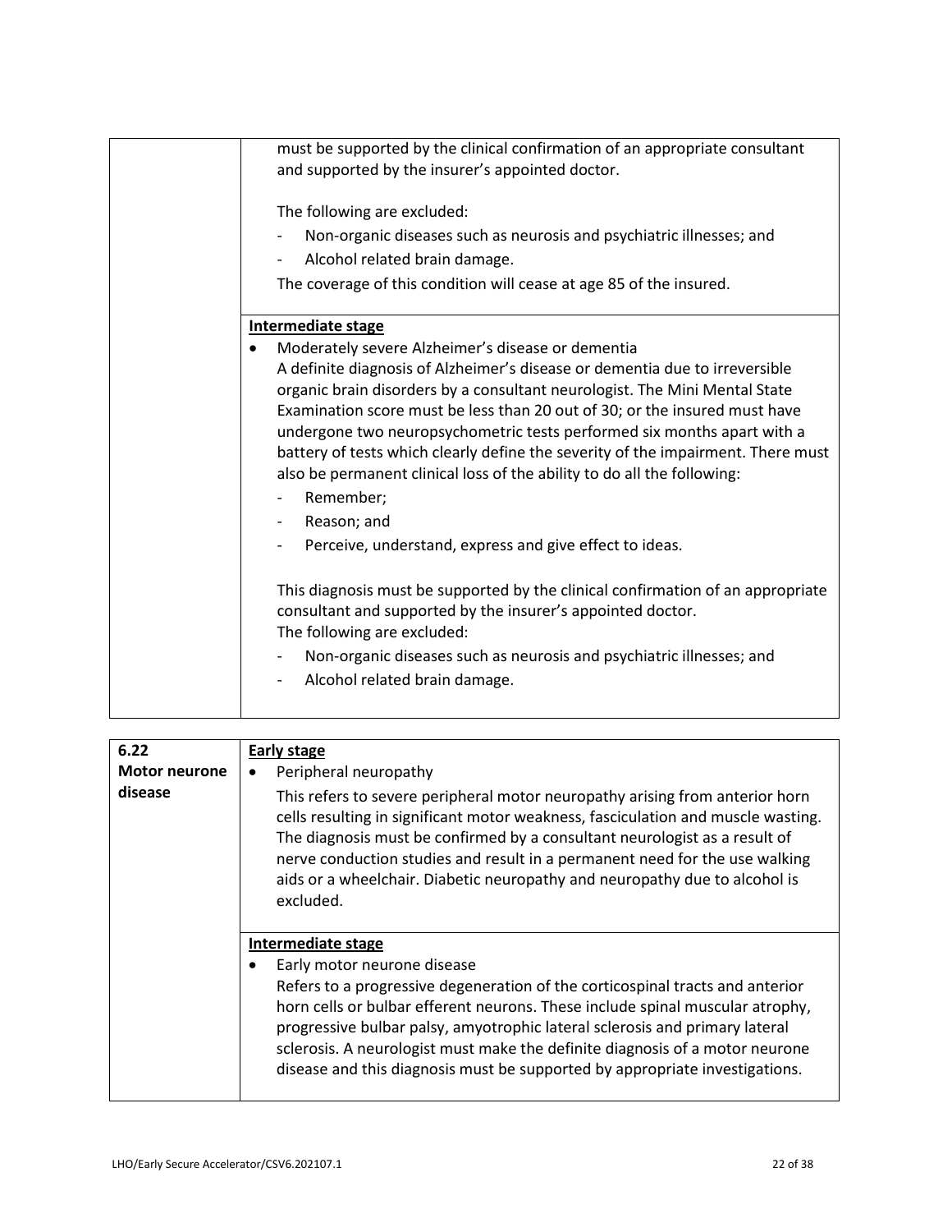| | |
|---|---|
| | must be supported by the clinical confirmation of an appropriate consultant and supported by the insurer's appointed doctor.<br><br>The following are excluded:<br>- Non-organic diseases such as neurosis and psychiatric illnesses; and<br>- Alcohol related brain damage.<br><br>The coverage of this condition will cease at age 85 of the insured. |
| | **Intermediate stage**<br>• Moderately severe Alzheimer's disease or dementia<br>A definite diagnosis of Alzheimer's disease or dementia due to irreversible organic brain disorders by a consultant neurologist. The Mini Mental State Examination score must be less than 20 out of 30; or the insured must have undergone two neuropsychometric tests performed six months apart with a battery of tests which clearly define the severity of the impairment. There must also be permanent clinical loss of the ability to do all the following:<br>- Remember;<br>- Reason; and<br>- Perceive, understand, express and give effect to ideas.<br><br>This diagnosis must be supported by the clinical confirmation of an appropriate consultant and supported by the insurer's appointed doctor.<br>The following are excluded:<br>- Non-organic diseases such as neurosis and psychiatric illnesses; and<br>- Alcohol related brain damage. |

| | |
|---|---|
| **6.22 Motor neurone disease** | **Early stage**<br>• Peripheral neuropathy<br>This refers to severe peripheral motor neuropathy arising from anterior horn cells resulting in significant motor weakness, fasciculation and muscle wasting. The diagnosis must be confirmed by a consultant neurologist as a result of nerve conduction studies and result in a permanent need for the use walking aids or a wheelchair. Diabetic neuropathy and neuropathy due to alcohol is excluded. |
| | **Intermediate stage**<br>• Early motor neurone disease<br>Refers to a progressive degeneration of the corticospinal tracts and anterior horn cells or bulbar efferent neurons. These include spinal muscular atrophy, progressive bulbar palsy, amyotrophic lateral sclerosis and primary lateral sclerosis. A neurologist must make the definite diagnosis of a motor neurone disease and this diagnosis must be supported by appropriate investigations. |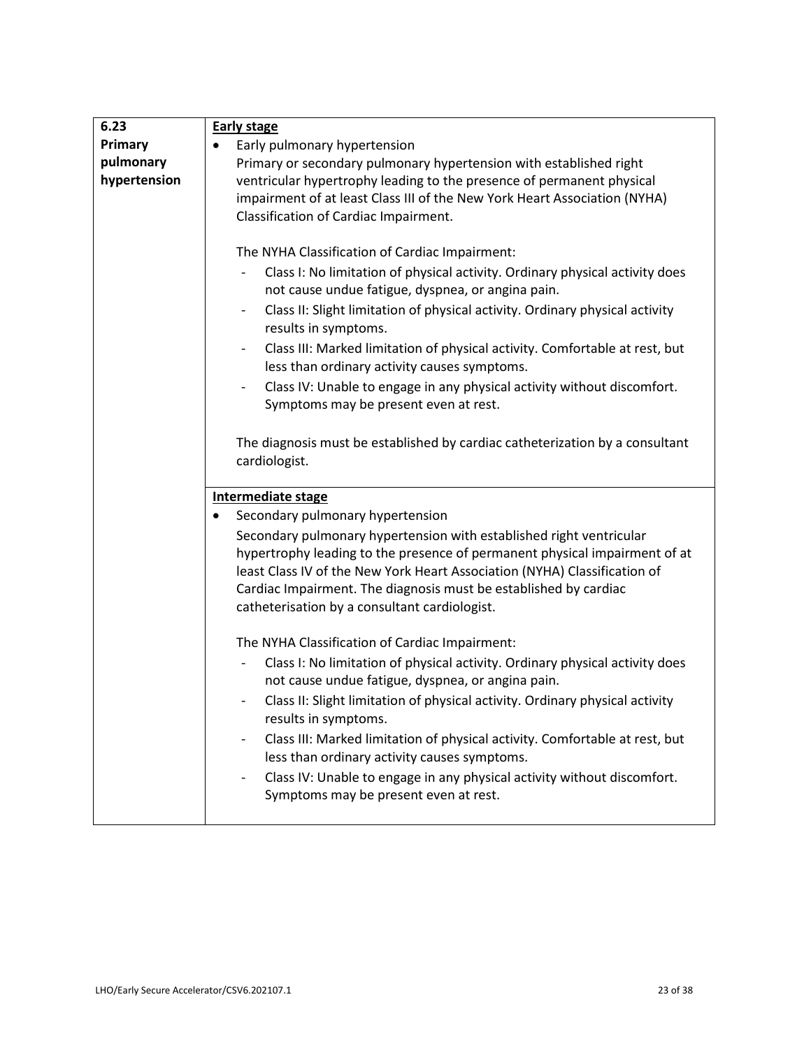| 6.23 Primary pulmonary hypertension | **Early stage**<br><br>• Early pulmonary hypertension<br>Primary or secondary pulmonary hypertension with established right ventricular hypertrophy leading to the presence of permanent physical impairment of at least Class III of the New York Heart Association (NYHA) Classification of Cardiac Impairment.<br><br>The NYHA Classification of Cardiac Impairment:<br>- Class I: No limitation of physical activity. Ordinary physical activity does not cause undue fatigue, dyspnea, or angina pain.<br>- Class II: Slight limitation of physical activity. Ordinary physical activity results in symptoms.<br>- Class III: Marked limitation of physical activity. Comfortable at rest, but less than ordinary activity causes symptoms.<br>- Class IV: Unable to engage in any physical activity without discomfort. Symptoms may be present even at rest.<br><br>The diagnosis must be established by cardiac catheterization by a consultant cardiologist. |
|---|---|
| | **Intermediate stage**<br><br>• Secondary pulmonary hypertension<br>Secondary pulmonary hypertension with established right ventricular hypertrophy leading to the presence of permanent physical impairment of at least Class IV of the New York Heart Association (NYHA) Classification of Cardiac Impairment. The diagnosis must be established by cardiac catheterisation by a consultant cardiologist.<br><br>The NYHA Classification of Cardiac Impairment:<br>- Class I: No limitation of physical activity. Ordinary physical activity does not cause undue fatigue, dyspnea, or angina pain.<br>- Class II: Slight limitation of physical activity. Ordinary physical activity results in symptoms.<br>- Class III: Marked limitation of physical activity. Comfortable at rest, but less than ordinary activity causes symptoms.<br>- Class IV: Unable to engage in any physical activity without discomfort. Symptoms may be present even at rest. |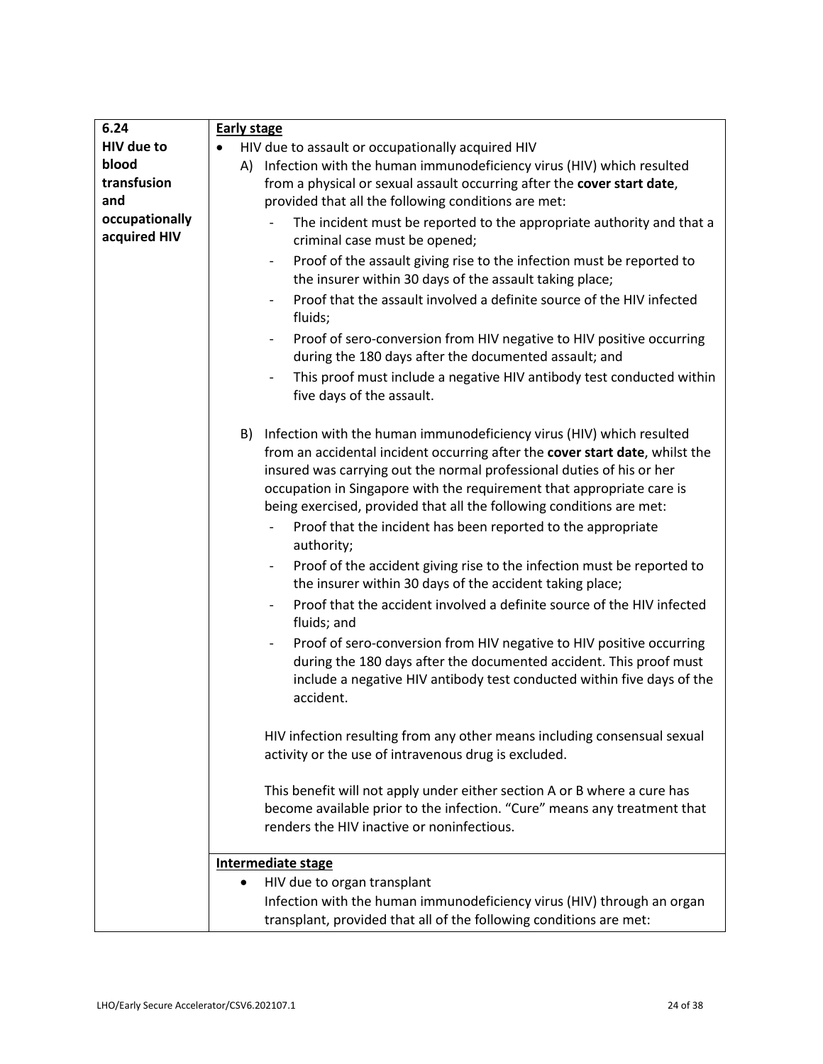| 6.24 HIV due to blood transfusion and occupationally acquired HIV | **Early stage**<br>• HIV due to assault or occupationally acquired HIV<br>A) Infection with the human immunodeficiency virus (HIV) which resulted from a physical or sexual assault occurring after the **cover start date**, provided that all the following conditions are met:<br>- The incident must be reported to the appropriate authority and that a criminal case must be opened;<br>- Proof of the assault giving rise to the infection must be reported to the insurer within 30 days of the assault taking place;<br>- Proof that the assault involved a definite source of the HIV infected fluids;<br>- Proof of sero-conversion from HIV negative to HIV positive occurring during the 180 days after the documented assault; and<br>- This proof must include a negative HIV antibody test conducted within five days of the assault.<br><br>B) Infection with the human immunodeficiency virus (HIV) which resulted from an accidental incident occurring after the **cover start date**, whilst the insured was carrying out the normal professional duties of his or her occupation in Singapore with the requirement that appropriate care is being exercised, provided that all the following conditions are met:<br>- Proof that the incident has been reported to the appropriate authority;<br>- Proof of the accident giving rise to the infection must be reported to the insurer within 30 days of the accident taking place;<br>- Proof that the accident involved a definite source of the HIV infected fluids; and<br>- Proof of sero-conversion from HIV negative to HIV positive occurring during the 180 days after the documented accident. This proof must include a negative HIV antibody test conducted within five days of the accident.<br><br>HIV infection resulting from any other means including consensual sexual activity or the use of intravenous drug is excluded.<br><br>This benefit will not apply under either section A or B where a cure has become available prior to the infection. "Cure" means any treatment that renders the HIV inactive or noninfectious. |
|---|---|
| | **Intermediate stage**<br>• HIV due to organ transplant<br>Infection with the human immunodeficiency virus (HIV) through an organ transplant, provided that all of the following conditions are met: |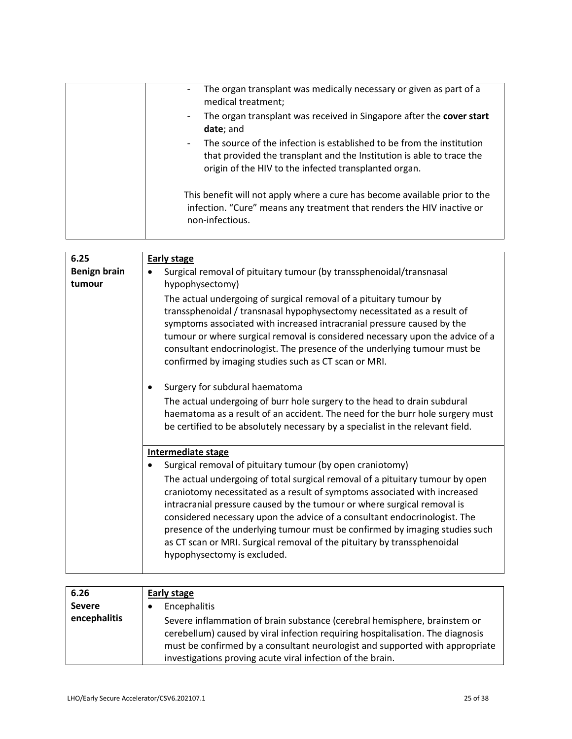| | |
|---|---|
| | - The organ transplant was medically necessary or given as part of a medical treatment;<br>- The organ transplant was received in Singapore after the **cover start date**; and<br>- The source of the infection is established to be from the institution that provided the transplant and the Institution is able to trace the origin of the HIV to the infected transplanted organ.<br><br>This benefit will not apply where a cure has become available prior to the infection. "Cure" means any treatment that renders the HIV inactive or non-infectious. |

| | |
|---|---|
| **6.25**<br>**Benign brain tumour** | **Early stage**<br>• Surgical removal of pituitary tumour (by transsphenoidal/transnasal hypophysectomy)<br>The actual undergoing of surgical removal of a pituitary tumour by transsphenoidal / transnasal hypophysectomy necessitated as a result of symptoms associated with increased intracranial pressure caused by the tumour or where surgical removal is considered necessary upon the advice of a consultant endocrinologist. The presence of the underlying tumour must be confirmed by imaging studies such as CT scan or MRI.<br><br>• Surgery for subdural haematoma<br>The actual undergoing of burr hole surgery to the head to drain subdural haematoma as a result of an accident. The need for the burr hole surgery must be certified to be absolutely necessary by a specialist in the relevant field. |
| | **Intermediate stage**<br>• Surgical removal of pituitary tumour (by open craniotomy)<br>The actual undergoing of total surgical removal of a pituitary tumour by open craniotomy necessitated as a result of symptoms associated with increased intracranial pressure caused by the tumour or where surgical removal is considered necessary upon the advice of a consultant endocrinologist. The presence of the underlying tumour must be confirmed by imaging studies such as CT scan or MRI. Surgical removal of the pituitary by transsphenoidal hypophysectomy is excluded. |

| | |
|---|---|
| **6.26**<br>**Severe encephalitis** | **Early stage**<br>• Encephalitis<br>Severe inflammation of brain substance (cerebral hemisphere, brainstem or cerebellum) caused by viral infection requiring hospitalisation. The diagnosis must be confirmed by a consultant neurologist and supported with appropriate investigations proving acute viral infection of the brain. |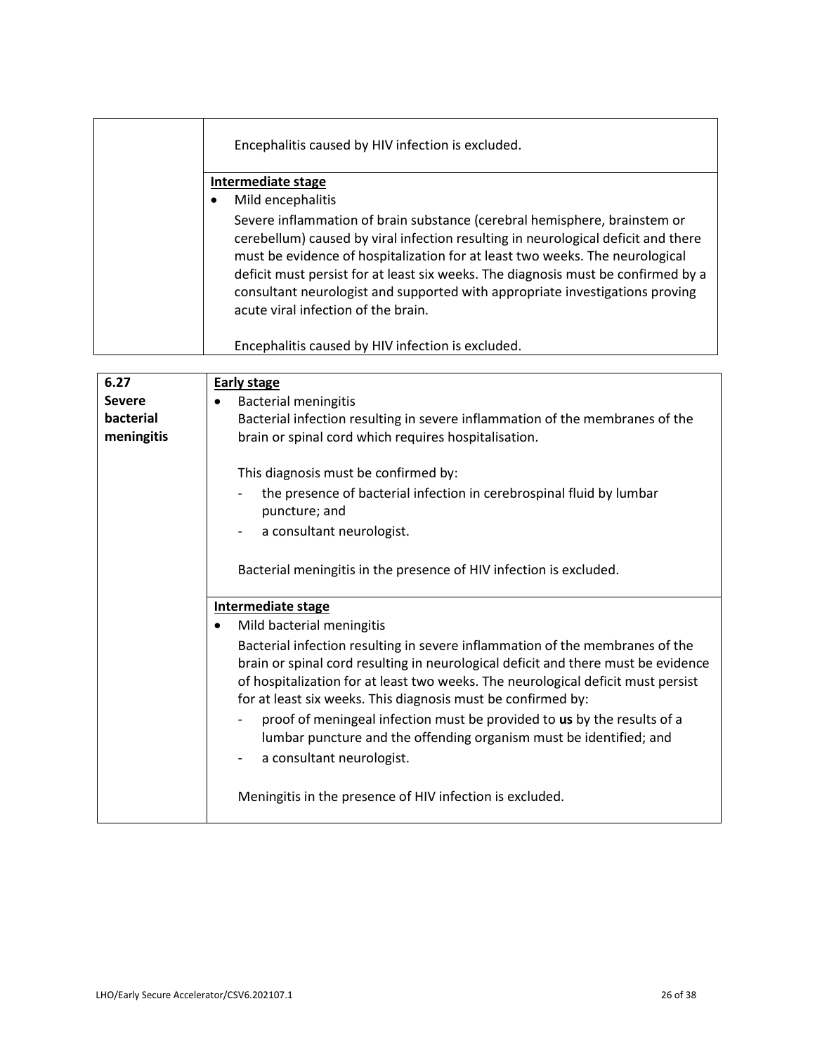| | |
|---|---|
| | Encephalitis caused by HIV infection is excluded. |
| | **Intermediate stage**<br>• Mild encephalitis<br>Severe inflammation of brain substance (cerebral hemisphere, brainstem or cerebellum) caused by viral infection resulting in neurological deficit and there must be evidence of hospitalization for at least two weeks. The neurological deficit must persist for at least six weeks. The diagnosis must be confirmed by a consultant neurologist and supported with appropriate investigations proving acute viral infection of the brain.<br><br>Encephalitis caused by HIV infection is excluded. |

| | |
|---|---|
| **6.27 Severe bacterial meningitis** | **Early stage**<br>• Bacterial meningitis<br>Bacterial infection resulting in severe inflammation of the membranes of the brain or spinal cord which requires hospitalisation.<br><br>This diagnosis must be confirmed by:<br>- the presence of bacterial infection in cerebrospinal fluid by lumbar puncture; and<br>- a consultant neurologist.<br><br>Bacterial meningitis in the presence of HIV infection is excluded. |
| | **Intermediate stage**<br>• Mild bacterial meningitis<br>Bacterial infection resulting in severe inflammation of the membranes of the brain or spinal cord resulting in neurological deficit and there must be evidence of hospitalization for at least two weeks. The neurological deficit must persist for at least six weeks. This diagnosis must be confirmed by:<br>- proof of meningeal infection must be provided to **us** by the results of a lumbar puncture and the offending organism must be identified; and<br>- a consultant neurologist.<br><br>Meningitis in the presence of HIV infection is excluded. |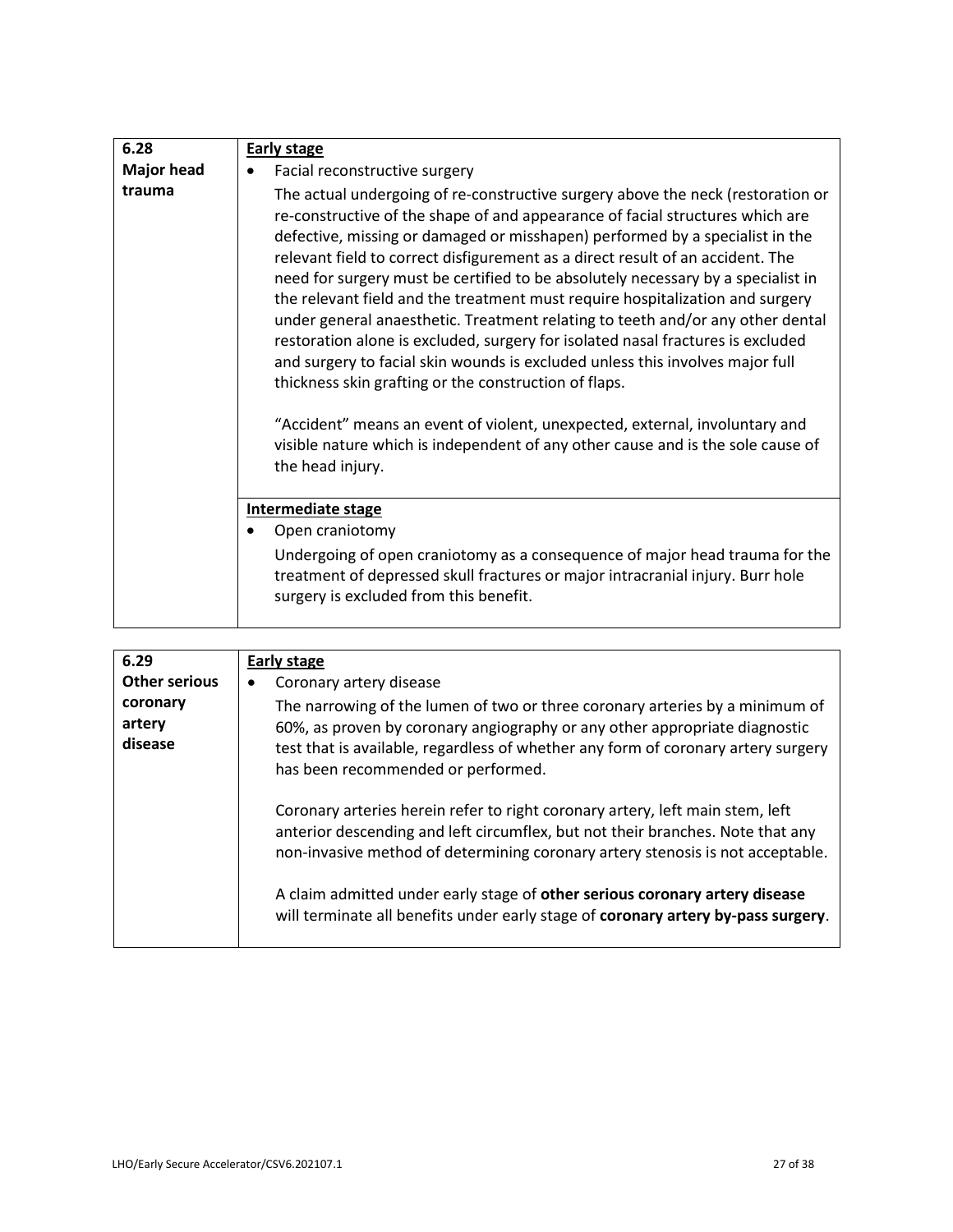| 6.28 **Major head trauma** | **Early stage**<br>• Facial reconstructive surgery<br>The actual undergoing of re-constructive surgery above the neck (restoration or re-constructive of the shape of and appearance of facial structures which are defective, missing or damaged or misshapen) performed by a specialist in the relevant field to correct disfigurement as a direct result of an accident. The need for surgery must be certified to be absolutely necessary by a specialist in the relevant field and the treatment must require hospitalization and surgery under general anaesthetic. Treatment relating to teeth and/or any other dental restoration alone is excluded, surgery for isolated nasal fractures is excluded and surgery to facial skin wounds is excluded unless this involves major full thickness skin grafting or the construction of flaps.<br><br>"Accident" means an event of violent, unexpected, external, involuntary and visible nature which is independent of any other cause and is the sole cause of the head injury. |
|---|---|
| | **Intermediate stage**<br>• Open craniotomy<br>Undergoing of open craniotomy as a consequence of major head trauma for the treatment of depressed skull fractures or major intracranial injury. Burr hole surgery is excluded from this benefit. |

| 6.29 **Other serious coronary artery disease** | **Early stage**<br>• Coronary artery disease<br>The narrowing of the lumen of two or three coronary arteries by a minimum of 60%, as proven by coronary angiography or any other appropriate diagnostic test that is available, regardless of whether any form of coronary artery surgery has been recommended or performed.<br><br>Coronary arteries herein refer to right coronary artery, left main stem, left anterior descending and left circumflex, but not their branches. Note that any non-invasive method of determining coronary artery stenosis is not acceptable.<br><br>A claim admitted under early stage of **other serious coronary artery disease** will terminate all benefits under early stage of **coronary artery by-pass surgery**. |
|---|---|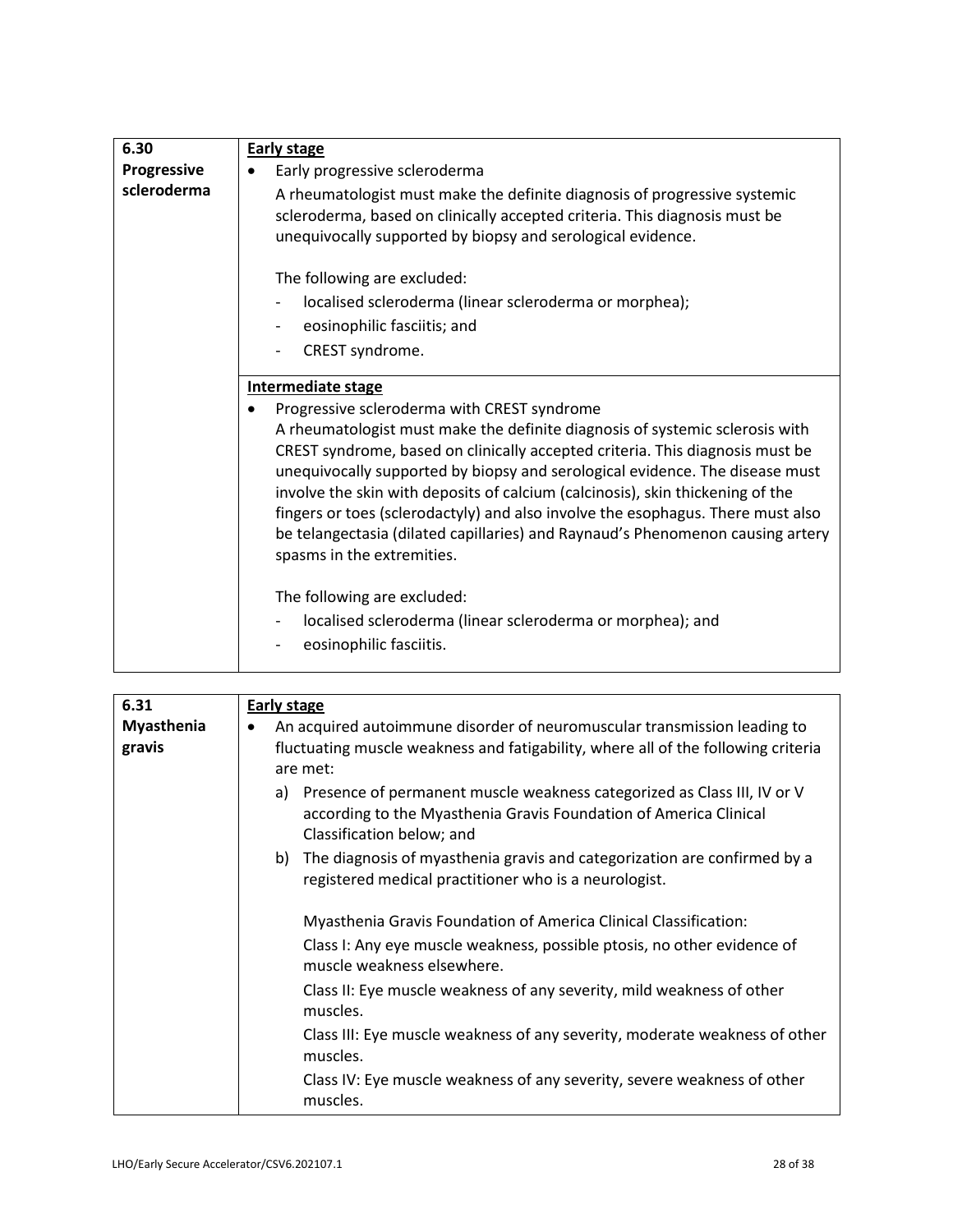| | |
|---|---|
| **6.30 Progressive scleroderma** | **Early stage**<br>• Early progressive scleroderma<br>A rheumatologist must make the definite diagnosis of progressive systemic scleroderma, based on clinically accepted criteria. This diagnosis must be unequivocally supported by biopsy and serological evidence.<br><br>The following are excluded:<br>- localised scleroderma (linear scleroderma or morphea);<br>- eosinophilic fasciitis; and<br>- CREST syndrome. |
| | **Intermediate stage**<br>• Progressive scleroderma with CREST syndrome<br>A rheumatologist must make the definite diagnosis of systemic sclerosis with CREST syndrome, based on clinically accepted criteria. This diagnosis must be unequivocally supported by biopsy and serological evidence. The disease must involve the skin with deposits of calcium (calcinosis), skin thickening of the fingers or toes (sclerodactyly) and also involve the esophagus. There must also be telangectasia (dilated capillaries) and Raynaud's Phenomenon causing artery spasms in the extremities.<br><br>The following are excluded:<br>- localised scleroderma (linear scleroderma or morphea); and<br>- eosinophilic fasciitis. |

| | |
|---|---|
| **6.31 Myasthenia gravis** | **Early stage**<br>• An acquired autoimmune disorder of neuromuscular transmission leading to fluctuating muscle weakness and fatigability, where all of the following criteria are met:<br>a) Presence of permanent muscle weakness categorized as Class III, IV or V according to the Myasthenia Gravis Foundation of America Clinical Classification below; and<br>b) The diagnosis of myasthenia gravis and categorization are confirmed by a registered medical practitioner who is a neurologist.<br><br>Myasthenia Gravis Foundation of America Clinical Classification:<br>Class I: Any eye muscle weakness, possible ptosis, no other evidence of muscle weakness elsewhere.<br>Class II: Eye muscle weakness of any severity, mild weakness of other muscles.<br>Class III: Eye muscle weakness of any severity, moderate weakness of other muscles.<br>Class IV: Eye muscle weakness of any severity, severe weakness of other muscles. |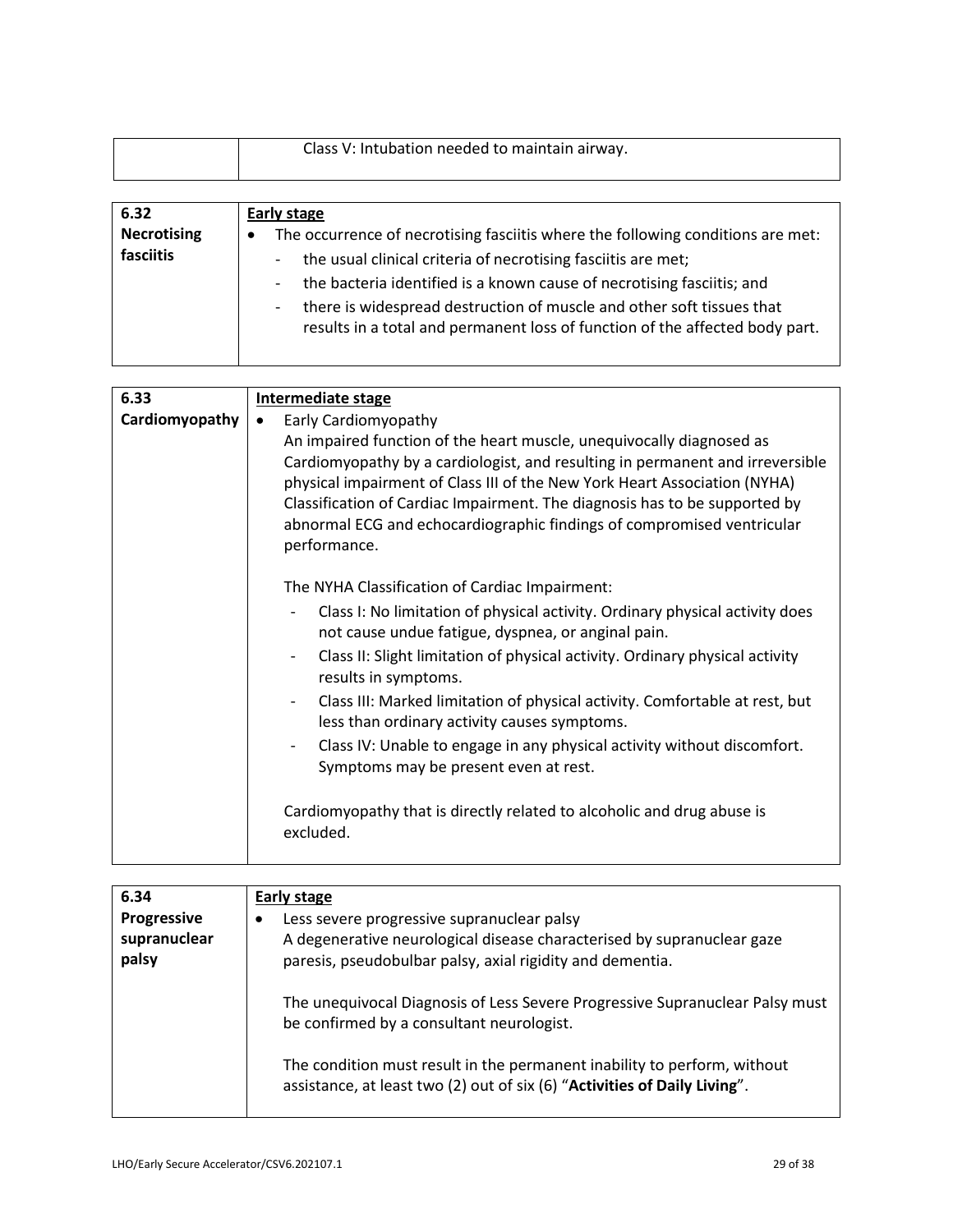| | Class V: Intubation needed to maintain airway. |
|---|---|

| 6.32 **Necrotising fasciitis** | **<u>Early stage</u>**<br>• The occurrence of necrotising fasciitis where the following conditions are met:<br>- the usual clinical criteria of necrotising fasciitis are met;<br>- the bacteria identified is a known cause of necrotising fasciitis; and<br>- there is widespread destruction of muscle and other soft tissues that results in a total and permanent loss of function of the affected body part. |
|---|---|

| 6.33 **Cardiomyopathy** | **<u>Intermediate stage</u>**<br>• Early Cardiomyopathy<br>An impaired function of the heart muscle, unequivocally diagnosed as Cardiomyopathy by a cardiologist, and resulting in permanent and irreversible physical impairment of Class III of the New York Heart Association (NYHA) Classification of Cardiac Impairment. The diagnosis has to be supported by abnormal ECG and echocardiographic findings of compromised ventricular performance.<br><br>The NYHA Classification of Cardiac Impairment:<br>- Class I: No limitation of physical activity. Ordinary physical activity does not cause undue fatigue, dyspnea, or anginal pain.<br>- Class II: Slight limitation of physical activity. Ordinary physical activity results in symptoms.<br>- Class III: Marked limitation of physical activity. Comfortable at rest, but less than ordinary activity causes symptoms.<br>- Class IV: Unable to engage in any physical activity without discomfort. Symptoms may be present even at rest.<br><br>Cardiomyopathy that is directly related to alcoholic and drug abuse is excluded. |
|---|---|

| 6.34 **Progressive supranuclear palsy** | **<u>Early stage</u>**<br>• Less severe progressive supranuclear palsy<br>A degenerative neurological disease characterised by supranuclear gaze paresis, pseudobulbar palsy, axial rigidity and dementia.<br><br>The unequivocal Diagnosis of Less Severe Progressive Supranuclear Palsy must be confirmed by a consultant neurologist.<br><br>The condition must result in the permanent inability to perform, without assistance, at least two (2) out of six (6) "**Activities of Daily Living**". |
|---|---|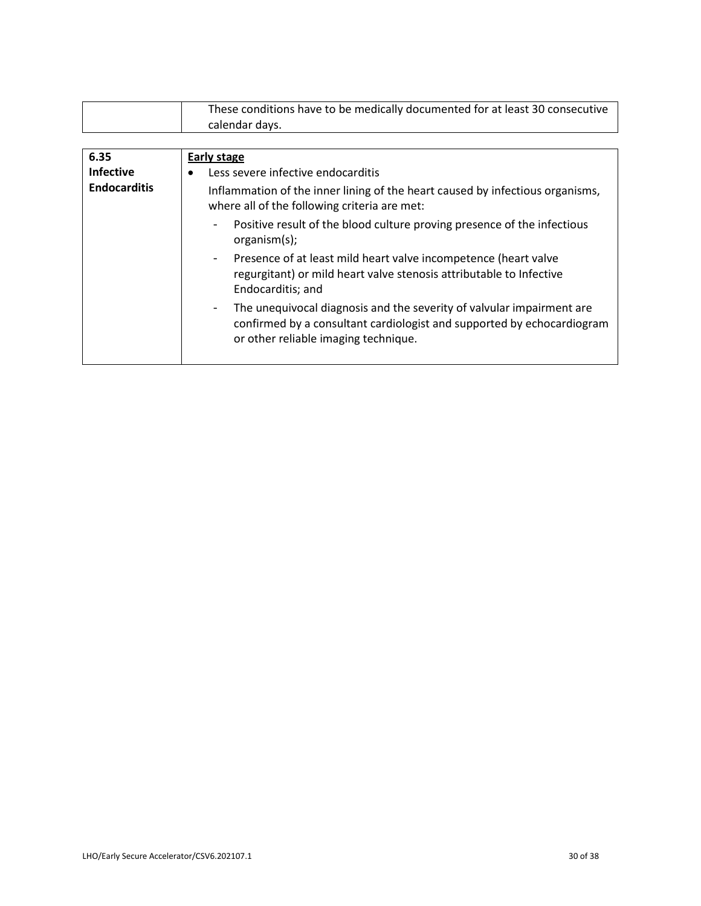| | |
|---|---|
| | These conditions have to be medically documented for at least 30 consecutive calendar days. |

| | |
|---|---|
| **6.35 Infective Endocarditis** | **<u>Early stage</u>**<br>• Less severe infective endocarditis<br>Inflammation of the inner lining of the heart caused by infectious organisms, where all of the following criteria are met:<br>- Positive result of the blood culture proving presence of the infectious organism(s);<br>- Presence of at least mild heart valve incompetence (heart valve regurgitant) or mild heart valve stenosis attributable to Infective Endocarditis; and<br>- The unequivocal diagnosis and the severity of valvular impairment are confirmed by a consultant cardiologist and supported by echocardiogram or other reliable imaging technique. |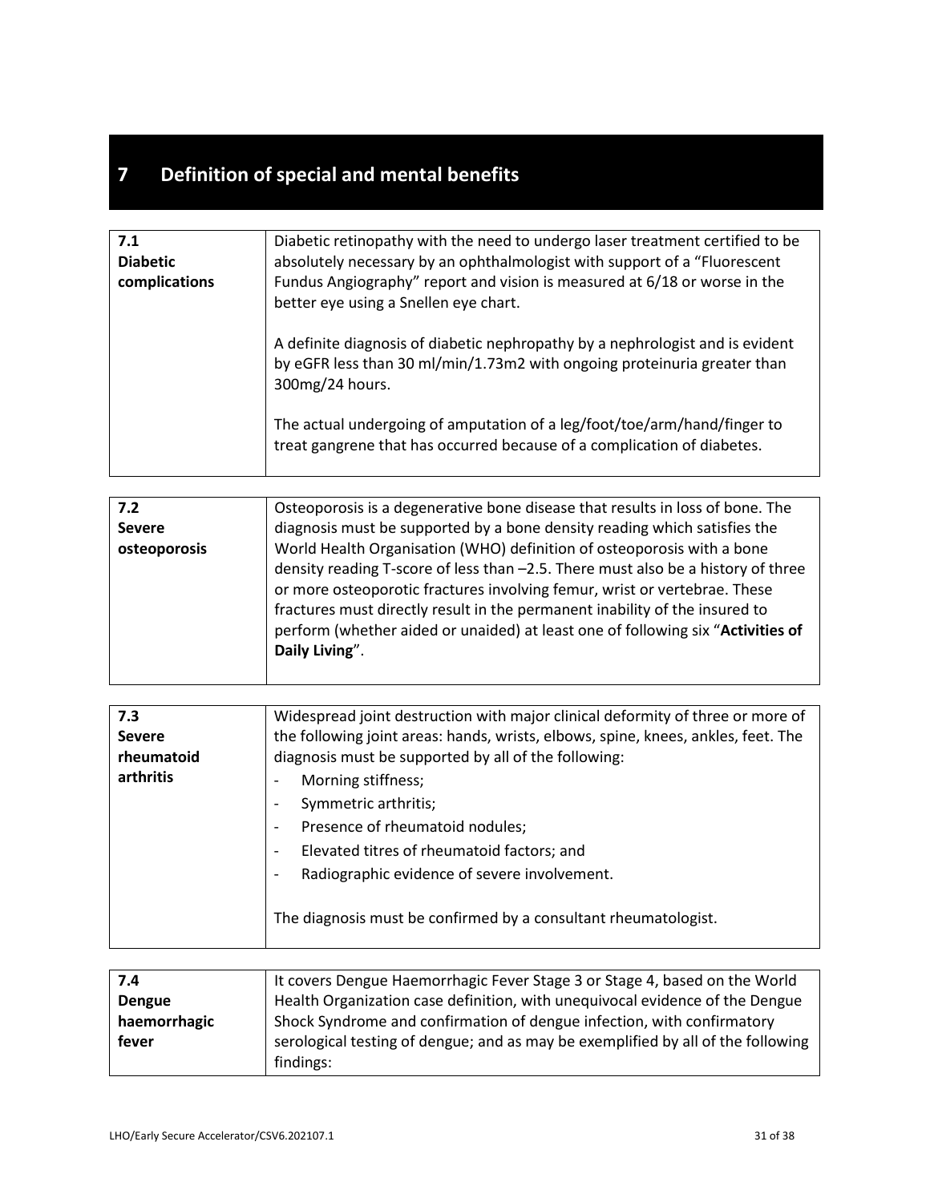# 7 Definition of special and mental benefits

| **7.1 Diabetic complications** | Diabetic retinopathy with the need to undergo laser treatment certified to be absolutely necessary by an ophthalmologist with support of a "Fluorescent Fundus Angiography" report and vision is measured at 6/18 or worse in the better eye using a Snellen eye chart.<br><br>A definite diagnosis of diabetic nephropathy by a nephrologist and is evident by eGFR less than 30 ml/min/1.73m2 with ongoing proteinuria greater than 300mg/24 hours.<br><br>The actual undergoing of amputation of a leg/foot/toe/arm/hand/finger to treat gangrene that has occurred because of a complication of diabetes. |
|---|---|

| **7.2 Severe osteoporosis** | Osteoporosis is a degenerative bone disease that results in loss of bone. The diagnosis must be supported by a bone density reading which satisfies the World Health Organisation (WHO) definition of osteoporosis with a bone density reading T-score of less than –2.5. There must also be a history of three or more osteoporotic fractures involving femur, wrist or vertebrae. These fractures must directly result in the permanent inability of the insured to perform (whether aided or unaided) at least one of following six "**Activities of Daily Living**". |
|---|---|

| **7.3 Severe rheumatoid arthritis** | Widespread joint destruction with major clinical deformity of three or more of the following joint areas: hands, wrists, elbows, spine, knees, ankles, feet. The diagnosis must be supported by all of the following:<br>- Morning stiffness;<br>- Symmetric arthritis;<br>- Presence of rheumatoid nodules;<br>- Elevated titres of rheumatoid factors; and<br>- Radiographic evidence of severe involvement.<br><br>The diagnosis must be confirmed by a consultant rheumatologist. |
|---|---|

| **7.4 Dengue haemorrhagic fever** | It covers Dengue Haemorrhagic Fever Stage 3 or Stage 4, based on the World Health Organization case definition, with unequivocal evidence of the Dengue Shock Syndrome and confirmation of dengue infection, with confirmatory serological testing of dengue; and as may be exemplified by all of the following findings: |
|---|---|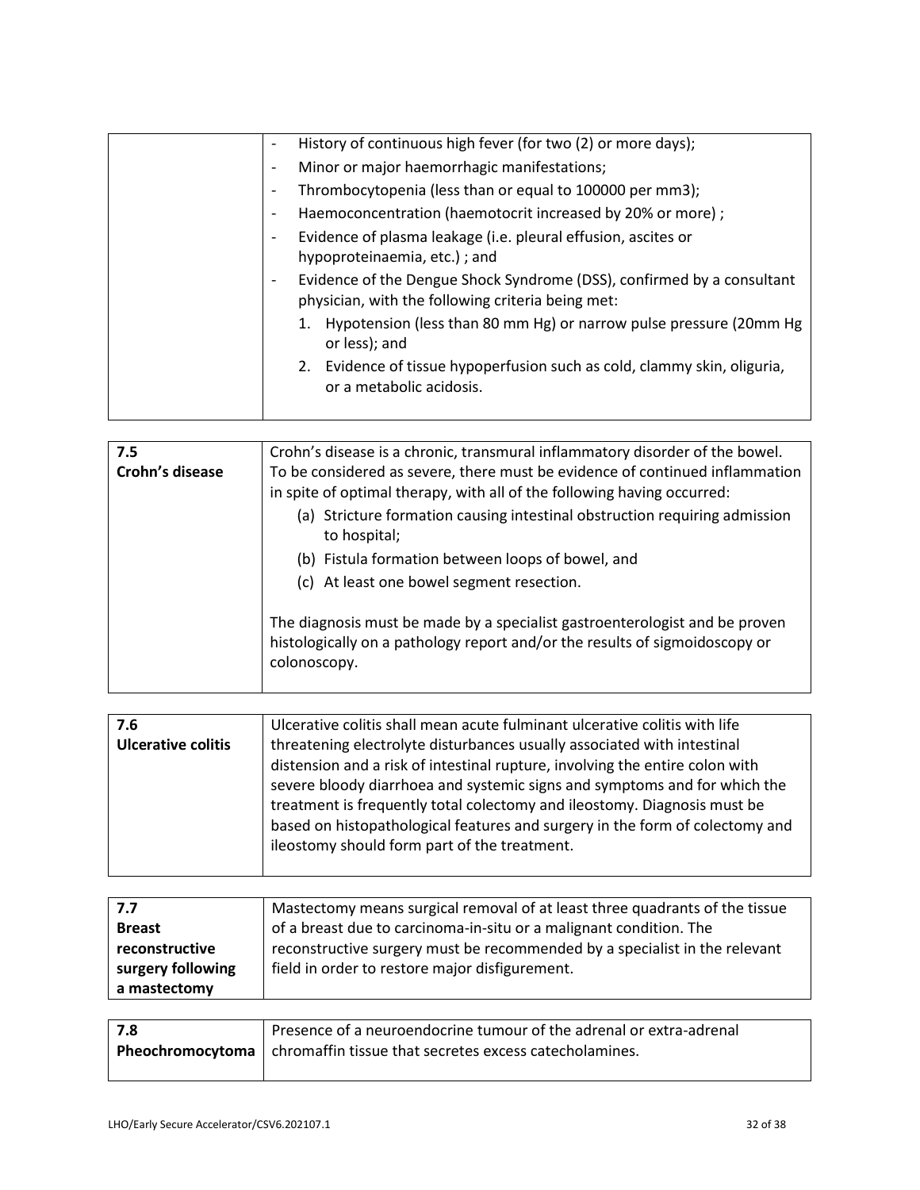| | |
|---|---|
| | - History of continuous high fever (for two (2) or more days);<br>- Minor or major haemorrhagic manifestations;<br>- Thrombocytopenia (less than or equal to 100000 per mm3);<br>- Haemoconcentration (haemotocrit increased by 20% or more) ;<br>- Evidence of plasma leakage (i.e. pleural effusion, ascites or hypoproteinaemia, etc.) ; and<br>- Evidence of the Dengue Shock Syndrome (DSS), confirmed by a consultant physician, with the following criteria being met:<br>  1. Hypotension (less than 80 mm Hg) or narrow pulse pressure (20mm Hg or less); and<br>  2. Evidence of tissue hypoperfusion such as cold, clammy skin, oliguria, or a metabolic acidosis. |

| | |
|---|---|
| **7.5**<br>**Crohn's disease** | Crohn's disease is a chronic, transmural inflammatory disorder of the bowel. To be considered as severe, there must be evidence of continued inflammation in spite of optimal therapy, with all of the following having occurred:<br>(a) Stricture formation causing intestinal obstruction requiring admission to hospital;<br>(b) Fistula formation between loops of bowel, and<br>(c) At least one bowel segment resection.<br><br>The diagnosis must be made by a specialist gastroenterologist and be proven histologically on a pathology report and/or the results of sigmoidoscopy or colonoscopy. |

| | |
|---|---|
| **7.6**<br>**Ulcerative colitis** | Ulcerative colitis shall mean acute fulminant ulcerative colitis with life threatening electrolyte disturbances usually associated with intestinal distension and a risk of intestinal rupture, involving the entire colon with severe bloody diarrhoea and systemic signs and symptoms and for which the treatment is frequently total colectomy and ileostomy. Diagnosis must be based on histopathological features and surgery in the form of colectomy and ileostomy should form part of the treatment. |

| | |
|---|---|
| **7.7**<br>**Breast reconstructive surgery following a mastectomy** | Mastectomy means surgical removal of at least three quadrants of the tissue of a breast due to carcinoma-in-situ or a malignant condition. The reconstructive surgery must be recommended by a specialist in the relevant field in order to restore major disfigurement. |

| | |
|---|---|
| **7.8**<br>**Pheochromocytoma** | Presence of a neuroendocrine tumour of the adrenal or extra-adrenal chromaffin tissue that secretes excess catecholamines. |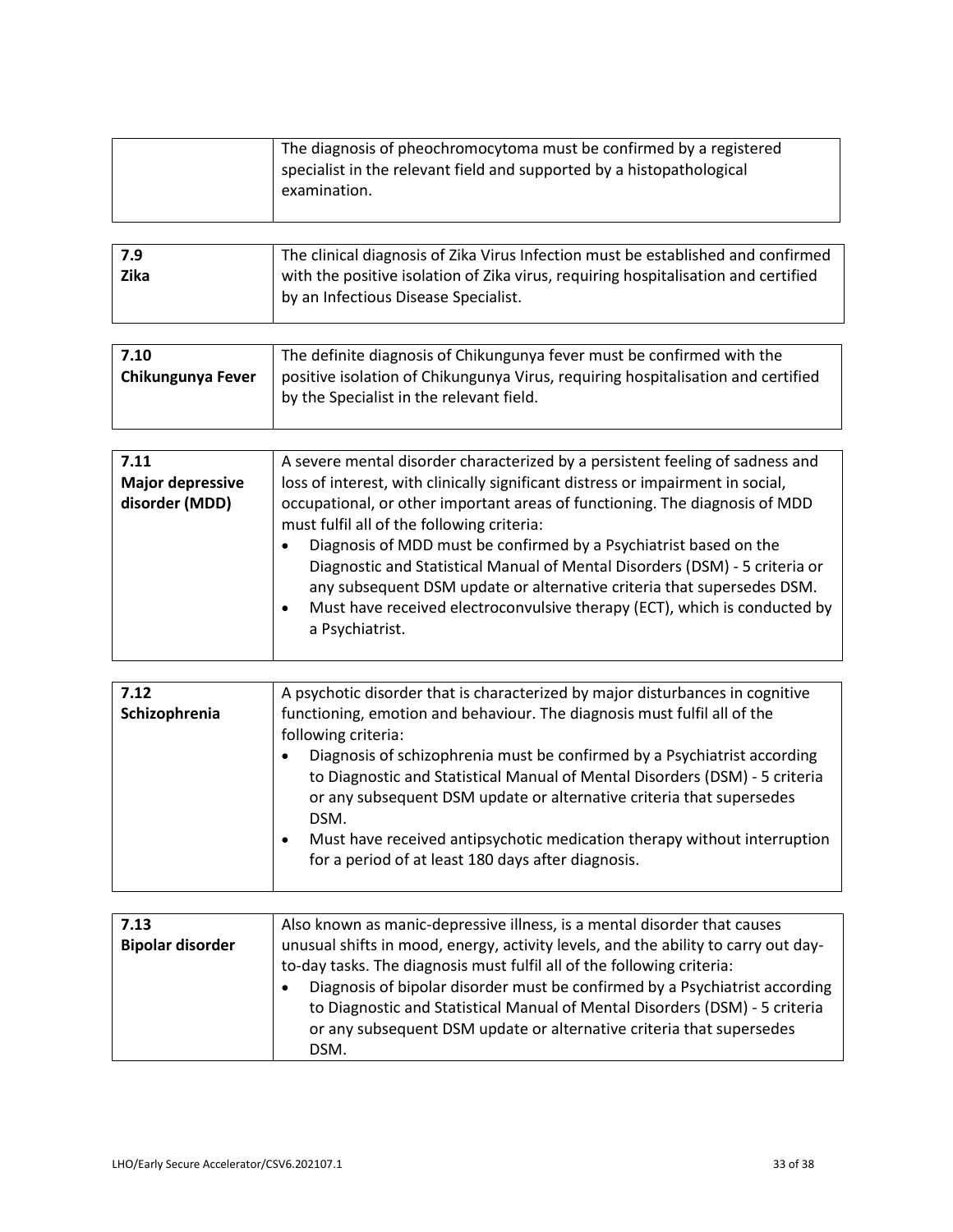| | |
|---|---|
| | The diagnosis of pheochromocytoma must be confirmed by a registered specialist in the relevant field and supported by a histopathological examination. |

| | |
|---|---|
| **7.9 Zika** | The clinical diagnosis of Zika Virus Infection must be established and confirmed with the positive isolation of Zika virus, requiring hospitalisation and certified by an Infectious Disease Specialist. |

| | |
|---|---|
| **7.10 Chikungunya Fever** | The definite diagnosis of Chikungunya fever must be confirmed with the positive isolation of Chikungunya Virus, requiring hospitalisation and certified by the Specialist in the relevant field. |

| | |
|---|---|
| **7.11 Major depressive disorder (MDD)** | A severe mental disorder characterized by a persistent feeling of sadness and loss of interest, with clinically significant distress or impairment in social, occupational, or other important areas of functioning. The diagnosis of MDD must fulfil all of the following criteria:<br>• Diagnosis of MDD must be confirmed by a Psychiatrist based on the Diagnostic and Statistical Manual of Mental Disorders (DSM) - 5 criteria or any subsequent DSM update or alternative criteria that supersedes DSM.<br>• Must have received electroconvulsive therapy (ECT), which is conducted by a Psychiatrist. |

| | |
|---|---|
| **7.12 Schizophrenia** | A psychotic disorder that is characterized by major disturbances in cognitive functioning, emotion and behaviour. The diagnosis must fulfil all of the following criteria:<br>• Diagnosis of schizophrenia must be confirmed by a Psychiatrist according to Diagnostic and Statistical Manual of Mental Disorders (DSM) - 5 criteria or any subsequent DSM update or alternative criteria that supersedes DSM.<br>• Must have received antipsychotic medication therapy without interruption for a period of at least 180 days after diagnosis. |

| | |
|---|---|
| **7.13 Bipolar disorder** | Also known as manic-depressive illness, is a mental disorder that causes unusual shifts in mood, energy, activity levels, and the ability to carry out day-to-day tasks. The diagnosis must fulfil all of the following criteria:<br>• Diagnosis of bipolar disorder must be confirmed by a Psychiatrist according to Diagnostic and Statistical Manual of Mental Disorders (DSM) - 5 criteria or any subsequent DSM update or alternative criteria that supersedes DSM. |

LHO/Early Secure Accelerator/CSV6.202107.1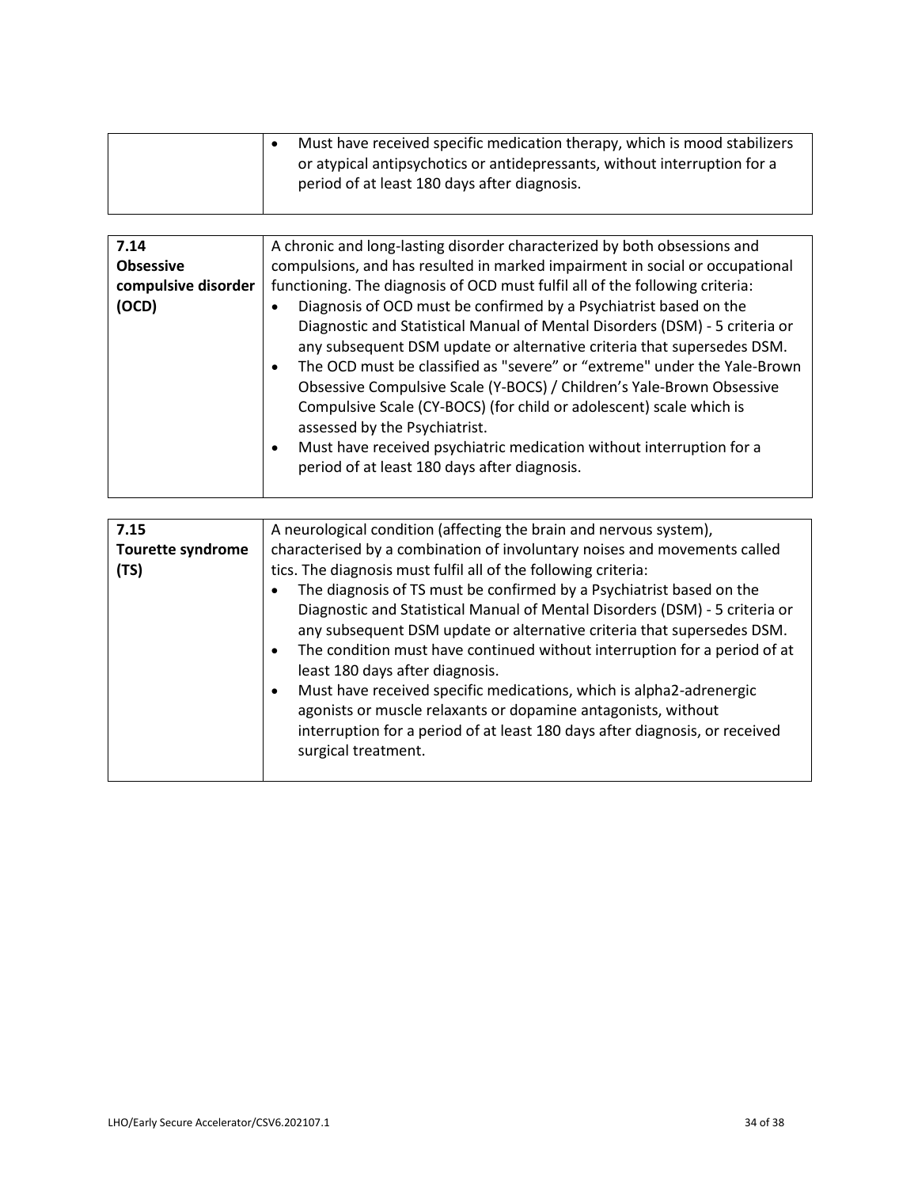| | |
|---|---|
| | • Must have received specific medication therapy, which is mood stabilizers or atypical antipsychotics or antidepressants, without interruption for a period of at least 180 days after diagnosis. |

| | |
|---|---|
| **7.14 Obsessive compulsive disorder (OCD)** | A chronic and long-lasting disorder characterized by both obsessions and compulsions, and has resulted in marked impairment in social or occupational functioning. The diagnosis of OCD must fulfil all of the following criteria:<br>• Diagnosis of OCD must be confirmed by a Psychiatrist based on the Diagnostic and Statistical Manual of Mental Disorders (DSM) - 5 criteria or any subsequent DSM update or alternative criteria that supersedes DSM.<br>• The OCD must be classified as "severe" or "extreme" under the Yale-Brown Obsessive Compulsive Scale (Y-BOCS) / Children's Yale-Brown Obsessive Compulsive Scale (CY-BOCS) (for child or adolescent) scale which is assessed by the Psychiatrist.<br>• Must have received psychiatric medication without interruption for a period of at least 180 days after diagnosis. |

| | |
|---|---|
| **7.15 Tourette syndrome (TS)** | A neurological condition (affecting the brain and nervous system), characterised by a combination of involuntary noises and movements called tics. The diagnosis must fulfil all of the following criteria:<br>• The diagnosis of TS must be confirmed by a Psychiatrist based on the Diagnostic and Statistical Manual of Mental Disorders (DSM) - 5 criteria or any subsequent DSM update or alternative criteria that supersedes DSM.<br>• The condition must have continued without interruption for a period of at least 180 days after diagnosis.<br>• Must have received specific medications, which is alpha2-adrenergic agonists or muscle relaxants or dopamine antagonists, without interruption for a period of at least 180 days after diagnosis, or received surgical treatment. |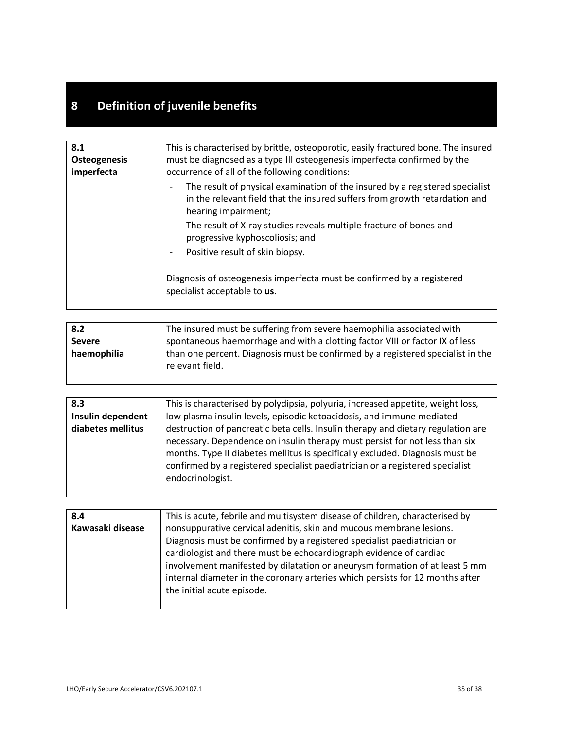# 8 Definition of juvenile benefits

| | |
|---|---|
| **8.1 Osteogenesis imperfecta** | This is characterised by brittle, osteoporotic, easily fractured bone. The insured must be diagnosed as a type III osteogenesis imperfecta confirmed by the occurrence of all of the following conditions:<br>- The result of physical examination of the insured by a registered specialist in the relevant field that the insured suffers from growth retardation and hearing impairment;<br>- The result of X-ray studies reveals multiple fracture of bones and progressive kyphoscoliosis; and<br>- Positive result of skin biopsy.<br><br>Diagnosis of osteogenesis imperfecta must be confirmed by a registered specialist acceptable to **us**. |

| | |
|---|---|
| **8.2 Severe haemophilia** | The insured must be suffering from severe haemophilia associated with spontaneous haemorrhage and with a clotting factor VIII or factor IX of less than one percent. Diagnosis must be confirmed by a registered specialist in the relevant field. |

| | |
|---|---|
| **8.3 Insulin dependent diabetes mellitus** | This is characterised by polydipsia, polyuria, increased appetite, weight loss, low plasma insulin levels, episodic ketoacidosis, and immune mediated destruction of pancreatic beta cells. Insulin therapy and dietary regulation are necessary. Dependence on insulin therapy must persist for not less than six months. Type II diabetes mellitus is specifically excluded. Diagnosis must be confirmed by a registered specialist paediatrician or a registered specialist endocrinologist. |

| | |
|---|---|
| **8.4 Kawasaki disease** | This is acute, febrile and multisystem disease of children, characterised by nonsuppurative cervical adenitis, skin and mucous membrane lesions. Diagnosis must be confirmed by a registered specialist paediatrician or cardiologist and there must be echocardiograph evidence of cardiac involvement manifested by dilatation or aneurysm formation of at least 5 mm internal diameter in the coronary arteries which persists for 12 months after the initial acute episode. |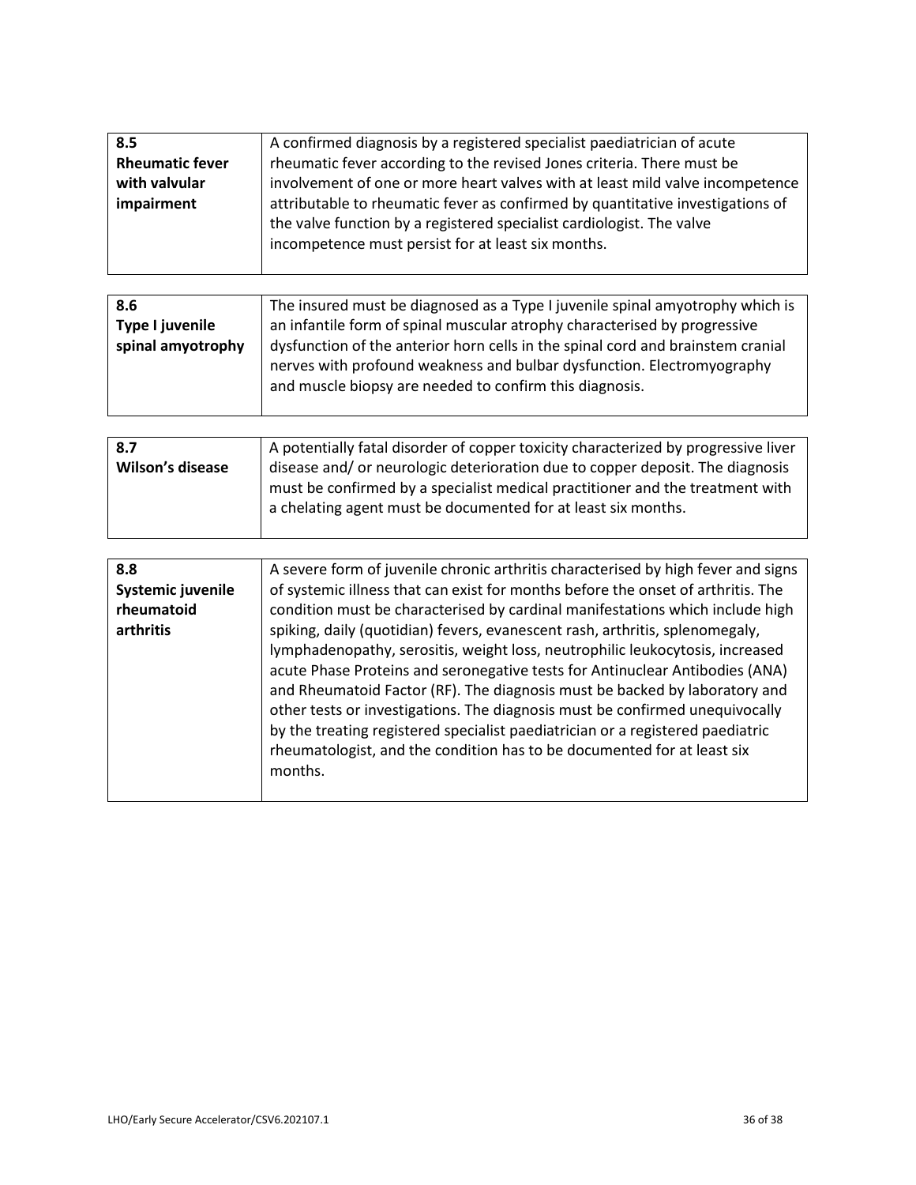| **8.5 Rheumatic fever with valvular impairment** | A confirmed diagnosis by a registered specialist paediatrician of acute rheumatic fever according to the revised Jones criteria. There must be involvement of one or more heart valves with at least mild valve incompetence attributable to rheumatic fever as confirmed by quantitative investigations of the valve function by a registered specialist cardiologist. The valve incompetence must persist for at least six months. |
|---|---|

| **8.6 Type I juvenile spinal amyotrophy** | The insured must be diagnosed as a Type I juvenile spinal amyotrophy which is an infantile form of spinal muscular atrophy characterised by progressive dysfunction of the anterior horn cells in the spinal cord and brainstem cranial nerves with profound weakness and bulbar dysfunction. Electromyography and muscle biopsy are needed to confirm this diagnosis. |
|---|---|

| **8.7 Wilson's disease** | A potentially fatal disorder of copper toxicity characterized by progressive liver disease and/ or neurologic deterioration due to copper deposit. The diagnosis must be confirmed by a specialist medical practitioner and the treatment with a chelating agent must be documented for at least six months. |
|---|---|

| **8.8 Systemic juvenile rheumatoid arthritis** | A severe form of juvenile chronic arthritis characterised by high fever and signs of systemic illness that can exist for months before the onset of arthritis. The condition must be characterised by cardinal manifestations which include high spiking, daily (quotidian) fevers, evanescent rash, arthritis, splenomegaly, lymphadenopathy, serositis, weight loss, neutrophilic leukocytosis, increased acute Phase Proteins and seronegative tests for Antinuclear Antibodies (ANA) and Rheumatoid Factor (RF). The diagnosis must be backed by laboratory and other tests or investigations. The diagnosis must be confirmed unequivocally by the treating registered specialist paediatrician or a registered paediatric rheumatologist, and the condition has to be documented for at least six months. |
|---|---|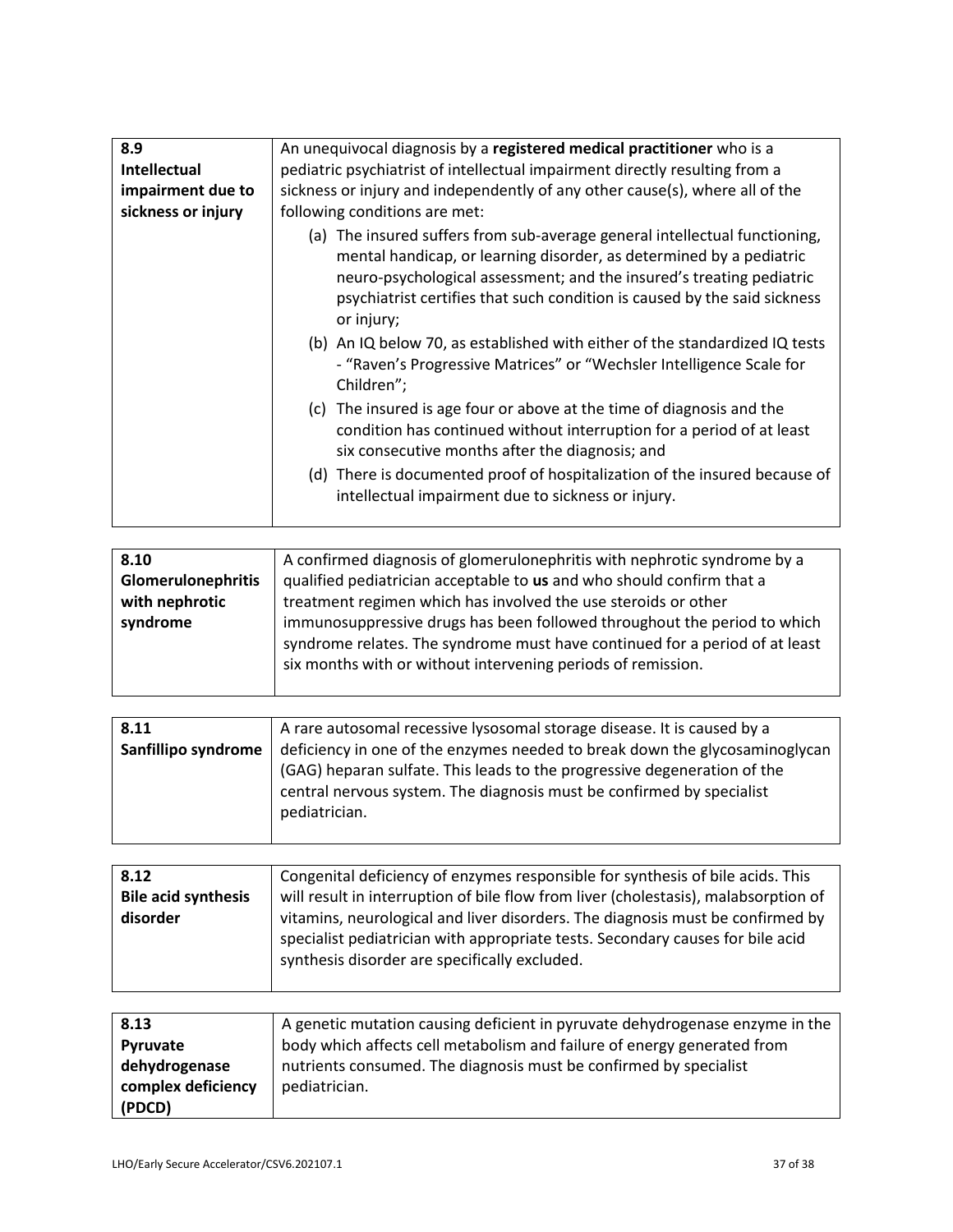| 8.9 **Intellectual impairment due to sickness or injury** | An unequivocal diagnosis by a **registered medical practitioner** who is a pediatric psychiatrist of intellectual impairment directly resulting from a sickness or injury and independently of any other cause(s), where all of the following conditions are met:<br>(a) The insured suffers from sub-average general intellectual functioning, mental handicap, or learning disorder, as determined by a pediatric neuro-psychological assessment; and the insured's treating pediatric psychiatrist certifies that such condition is caused by the said sickness or injury;<br>(b) An IQ below 70, as established with either of the standardized IQ tests - "Raven's Progressive Matrices" or "Wechsler Intelligence Scale for Children";<br>(c) The insured is age four or above at the time of diagnosis and the condition has continued without interruption for a period of at least six consecutive months after the diagnosis; and<br>(d) There is documented proof of hospitalization of the insured because of intellectual impairment due to sickness or injury. |
|---|---|

| 8.10 **Glomerulonephritis with nephrotic syndrome** | A confirmed diagnosis of glomerulonephritis with nephrotic syndrome by a qualified pediatrician acceptable to **us** and who should confirm that a treatment regimen which has involved the use steroids or other immunosuppressive drugs has been followed throughout the period to which syndrome relates. The syndrome must have continued for a period of at least six months with or without intervening periods of remission. |
|---|---|

| 8.11 **Sanfillipo syndrome** | A rare autosomal recessive lysosomal storage disease. It is caused by a deficiency in one of the enzymes needed to break down the glycosaminoglycan (GAG) heparan sulfate. This leads to the progressive degeneration of the central nervous system. The diagnosis must be confirmed by specialist pediatrician. |
|---|---|

| 8.12 **Bile acid synthesis disorder** | Congenital deficiency of enzymes responsible for synthesis of bile acids. This will result in interruption of bile flow from liver (cholestasis), malabsorption of vitamins, neurological and liver disorders. The diagnosis must be confirmed by specialist pediatrician with appropriate tests. Secondary causes for bile acid synthesis disorder are specifically excluded. |
|---|---|

| 8.13 **Pyruvate dehydrogenase complex deficiency (PDCD)** | A genetic mutation causing deficient in pyruvate dehydrogenase enzyme in the body which affects cell metabolism and failure of energy generated from nutrients consumed. The diagnosis must be confirmed by specialist pediatrician. |
|---|---|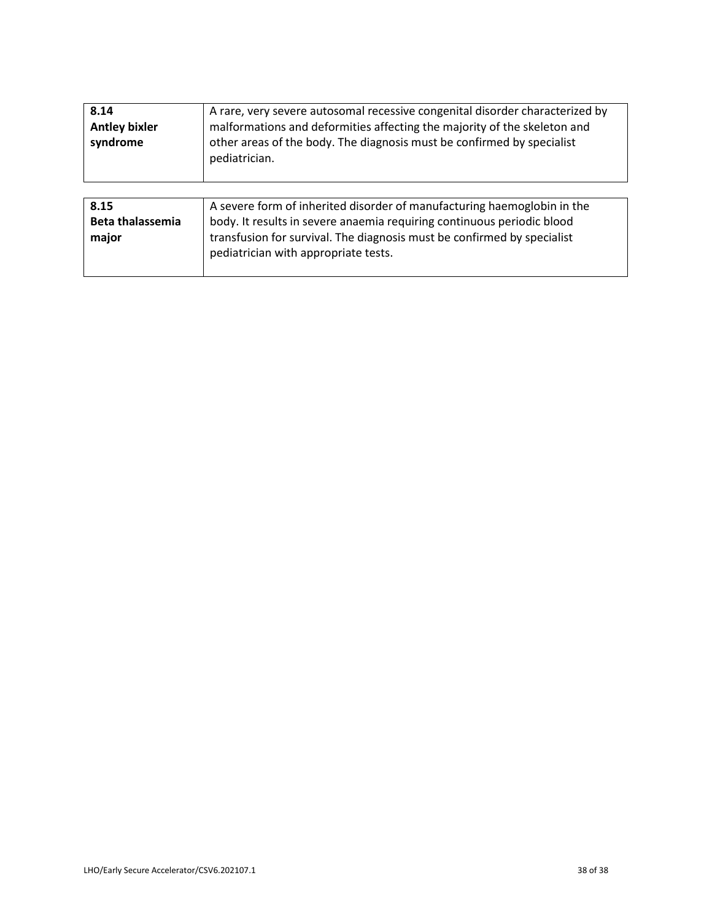| | |
|---|---|
| **8.14 Antley bixler syndrome** | A rare, very severe autosomal recessive congenital disorder characterized by malformations and deformities affecting the majority of the skeleton and other areas of the body. The diagnosis must be confirmed by specialist pediatrician. |

| | |
|---|---|
| **8.15 Beta thalassemia major** | A severe form of inherited disorder of manufacturing haemoglobin in the body. It results in severe anaemia requiring continuous periodic blood transfusion for survival. The diagnosis must be confirmed by specialist pediatrician with appropriate tests. |